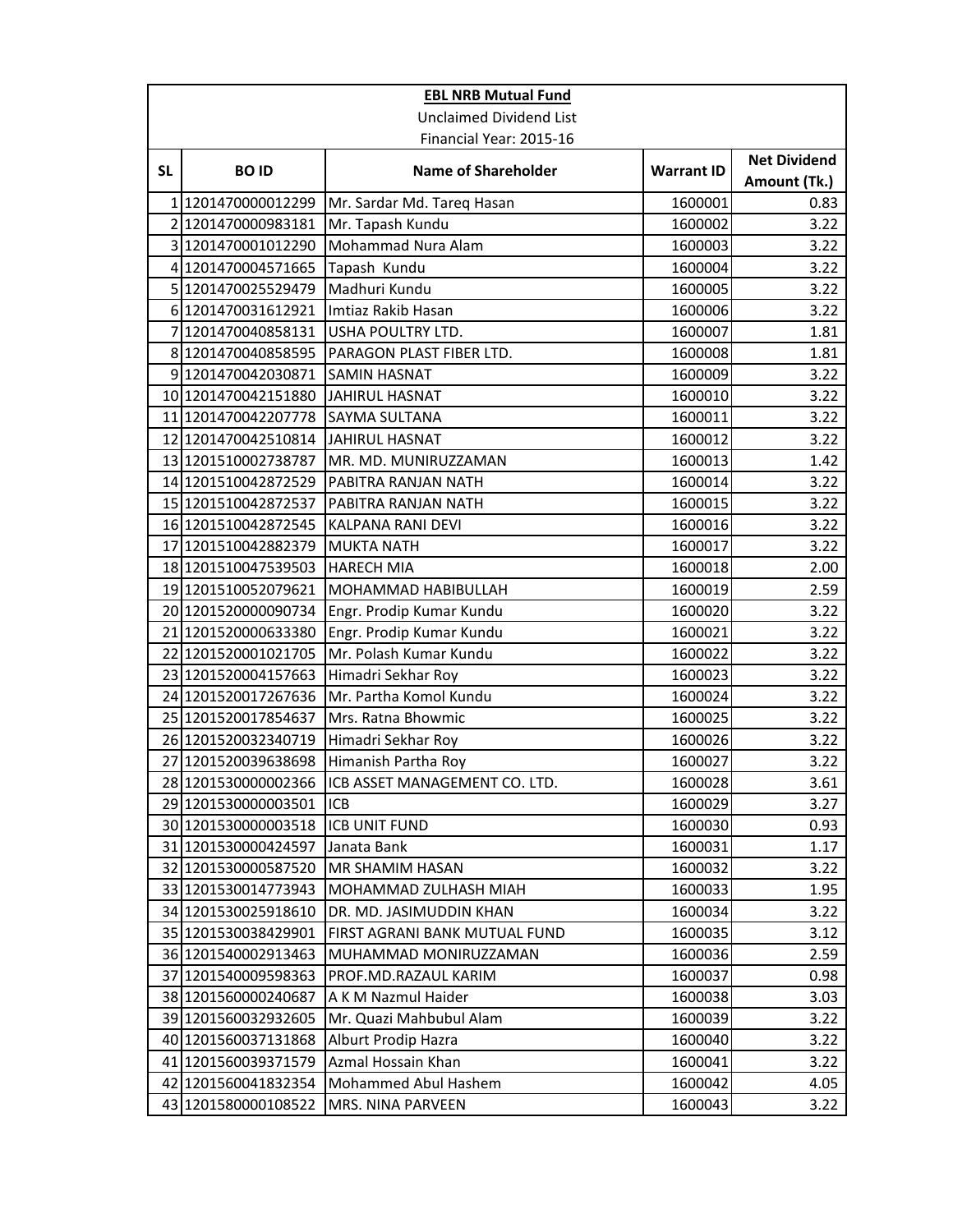**EBL NRB Mutual Fund**

Unclaimed Dividend List

Financial Year: 2015-16

| SL | BO ID | Name of Shareholder | Warrant ID | Net Dividend Amount (Tk.) |
|---|---|---|---|---|
| 1 | 1201470000012299 | Mr. Sardar Md. Tareq Hasan | 1600001 | 0.83 |
| 2 | 1201470000983181 | Mr. Tapash Kundu | 1600002 | 3.22 |
| 3 | 1201470001012290 | Mohammad Nura Alam | 1600003 | 3.22 |
| 4 | 1201470004571665 | Tapash Kundu | 1600004 | 3.22 |
| 5 | 1201470025529479 | Madhuri Kundu | 1600005 | 3.22 |
| 6 | 1201470031612921 | Imtiaz Rakib Hasan | 1600006 | 3.22 |
| 7 | 1201470040858131 | USHA POULTRY LTD. | 1600007 | 1.81 |
| 8 | 1201470040858595 | PARAGON PLAST FIBER LTD. | 1600008 | 1.81 |
| 9 | 1201470042030871 | SAMIN HASNAT | 1600009 | 3.22 |
| 10 | 1201470042151880 | JAHIRUL HASNAT | 1600010 | 3.22 |
| 11 | 1201470042207778 | SAYMA SULTANA | 1600011 | 3.22 |
| 12 | 1201470042510814 | JAHIRUL HASNAT | 1600012 | 3.22 |
| 13 | 1201510002738787 | MR. MD. MUNIRUZZAMAN | 1600013 | 1.42 |
| 14 | 1201510042872529 | PABITRA RANJAN NATH | 1600014 | 3.22 |
| 15 | 1201510042872537 | PABITRA RANJAN NATH | 1600015 | 3.22 |
| 16 | 1201510042872545 | KALPANA RANI DEVI | 1600016 | 3.22 |
| 17 | 1201510042882379 | MUKTA NATH | 1600017 | 3.22 |
| 18 | 1201510047539503 | HARECH MIA | 1600018 | 2.00 |
| 19 | 1201510052079621 | MOHAMMAD HABIBULLAH | 1600019 | 2.59 |
| 20 | 1201520000090734 | Engr. Prodip Kumar Kundu | 1600020 | 3.22 |
| 21 | 1201520000633380 | Engr. Prodip Kumar Kundu | 1600021 | 3.22 |
| 22 | 1201520001021705 | Mr. Polash Kumar Kundu | 1600022 | 3.22 |
| 23 | 1201520004157663 | Himadri Sekhar Roy | 1600023 | 3.22 |
| 24 | 1201520017267636 | Mr. Partha Komol Kundu | 1600024 | 3.22 |
| 25 | 1201520017854637 | Mrs. Ratna Bhowmic | 1600025 | 3.22 |
| 26 | 1201520032340719 | Himadri Sekhar Roy | 1600026 | 3.22 |
| 27 | 1201520039638698 | Himanish Partha Roy | 1600027 | 3.22 |
| 28 | 1201530000002366 | ICB ASSET MANAGEMENT CO. LTD. | 1600028 | 3.61 |
| 29 | 1201530000003501 | ICB | 1600029 | 3.27 |
| 30 | 1201530000003518 | ICB UNIT FUND | 1600030 | 0.93 |
| 31 | 1201530000424597 | Janata Bank | 1600031 | 1.17 |
| 32 | 1201530000587520 | MR SHAMIM HASAN | 1600032 | 3.22 |
| 33 | 1201530014773943 | MOHAMMAD ZULHASH MIAH | 1600033 | 1.95 |
| 34 | 1201530025918610 | DR. MD. JASIMUDDIN KHAN | 1600034 | 3.22 |
| 35 | 1201530038429901 | FIRST AGRANI BANK MUTUAL FUND | 1600035 | 3.12 |
| 36 | 1201540002913463 | MUHAMMAD MONIRUZZAMAN | 1600036 | 2.59 |
| 37 | 1201540009598363 | PROF.MD.RAZAUL KARIM | 1600037 | 0.98 |
| 38 | 1201560000240687 | A K M Nazmul Haider | 1600038 | 3.03 |
| 39 | 1201560032932605 | Mr. Quazi Mahbubul Alam | 1600039 | 3.22 |
| 40 | 1201560037131868 | Alburt Prodip Hazra | 1600040 | 3.22 |
| 41 | 1201560039371579 | Azmal Hossain Khan | 1600041 | 3.22 |
| 42 | 1201560041832354 | Mohammed Abul Hashem | 1600042 | 4.05 |
| 43 | 1201580000108522 | MRS. NINA PARVEEN | 1600043 | 3.22 |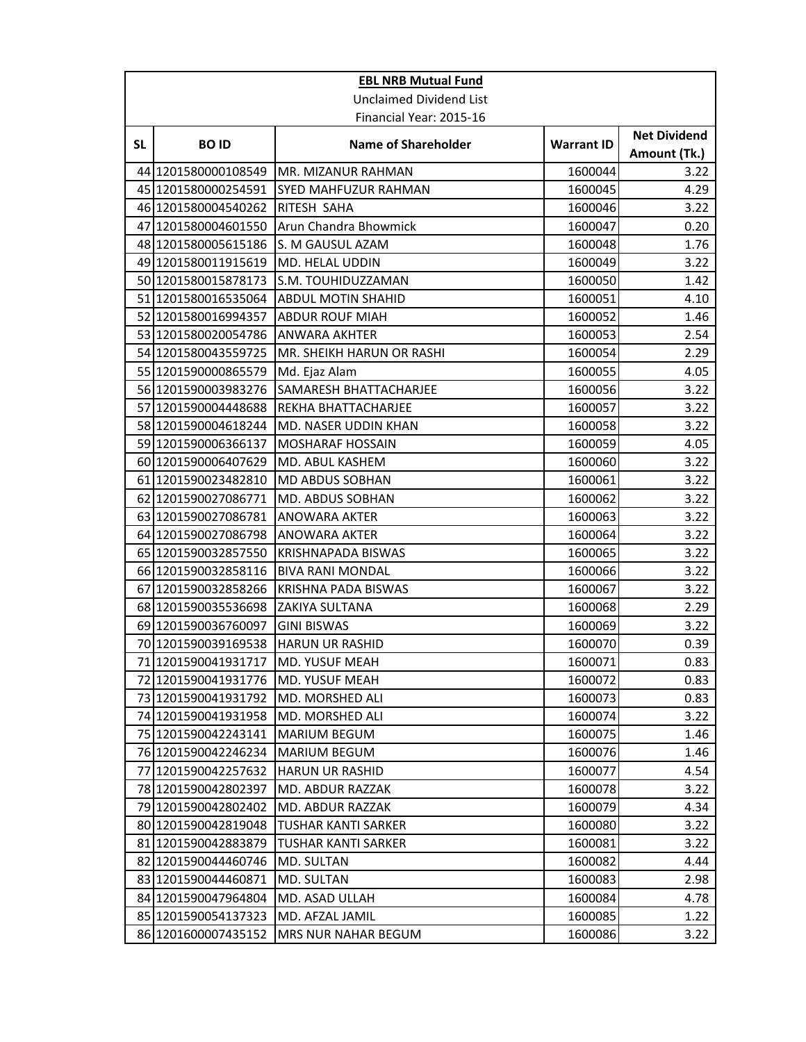**EBL NRB Mutual Fund**

Unclaimed Dividend List

Financial Year: 2015-16

| SL | BO ID | Name of Shareholder | Warrant ID | Net Dividend Amount (Tk.) |
|---|---|---|---|---|
| 44 | 1201580000108549 | MR. MIZANUR RAHMAN | 1600044 | 3.22 |
| 45 | 1201580000254591 | SYED MAHFUZUR RAHMAN | 1600045 | 4.29 |
| 46 | 1201580004540262 | RITESH SAHA | 1600046 | 3.22 |
| 47 | 1201580004601550 | Arun Chandra Bhowmick | 1600047 | 0.20 |
| 48 | 1201580005615186 | S. M GAUSUL AZAM | 1600048 | 1.76 |
| 49 | 1201580011915619 | MD. HELAL UDDIN | 1600049 | 3.22 |
| 50 | 1201580015878173 | S.M. TOUHIDUZZAMAN | 1600050 | 1.42 |
| 51 | 1201580016535064 | ABDUL MOTIN SHAHID | 1600051 | 4.10 |
| 52 | 1201580016994357 | ABDUR ROUF MIAH | 1600052 | 1.46 |
| 53 | 1201580020054786 | ANWARA AKHTER | 1600053 | 2.54 |
| 54 | 1201580043559725 | MR. SHEIKH HARUN OR RASHI | 1600054 | 2.29 |
| 55 | 1201590000865579 | Md. Ejaz Alam | 1600055 | 4.05 |
| 56 | 1201590003983276 | SAMARESH BHATTACHARJEE | 1600056 | 3.22 |
| 57 | 1201590004448688 | REKHA BHATTACHARJEE | 1600057 | 3.22 |
| 58 | 1201590004618244 | MD. NASER UDDIN KHAN | 1600058 | 3.22 |
| 59 | 1201590006366137 | MOSHARAF HOSSAIN | 1600059 | 4.05 |
| 60 | 1201590006407629 | MD. ABUL KASHEM | 1600060 | 3.22 |
| 61 | 1201590023482810 | MD ABDUS SOBHAN | 1600061 | 3.22 |
| 62 | 1201590027086771 | MD. ABDUS SOBHAN | 1600062 | 3.22 |
| 63 | 1201590027086781 | ANOWARA AKTER | 1600063 | 3.22 |
| 64 | 1201590027086798 | ANOWARA AKTER | 1600064 | 3.22 |
| 65 | 1201590032857550 | KRISHNAPADA BISWAS | 1600065 | 3.22 |
| 66 | 1201590032858116 | BIVA RANI MONDAL | 1600066 | 3.22 |
| 67 | 1201590032858266 | KRISHNA PADA BISWAS | 1600067 | 3.22 |
| 68 | 1201590035536698 | ZAKIYA SULTANA | 1600068 | 2.29 |
| 69 | 1201590036760097 | GINI BISWAS | 1600069 | 3.22 |
| 70 | 1201590039169538 | HARUN UR RASHID | 1600070 | 0.39 |
| 71 | 1201590041931717 | MD. YUSUF MEAH | 1600071 | 0.83 |
| 72 | 1201590041931776 | MD. YUSUF MEAH | 1600072 | 0.83 |
| 73 | 1201590041931792 | MD. MORSHED ALI | 1600073 | 0.83 |
| 74 | 1201590041931958 | MD. MORSHED ALI | 1600074 | 3.22 |
| 75 | 1201590042243141 | MARIUM BEGUM | 1600075 | 1.46 |
| 76 | 1201590042246234 | MARIUM BEGUM | 1600076 | 1.46 |
| 77 | 1201590042257632 | HARUN UR RASHID | 1600077 | 4.54 |
| 78 | 1201590042802397 | MD. ABDUR RAZZAK | 1600078 | 3.22 |
| 79 | 1201590042802402 | MD. ABDUR RAZZAK | 1600079 | 4.34 |
| 80 | 1201590042819048 | TUSHAR KANTI SARKER | 1600080 | 3.22 |
| 81 | 1201590042883879 | TUSHAR KANTI SARKER | 1600081 | 3.22 |
| 82 | 1201590044460746 | MD. SULTAN | 1600082 | 4.44 |
| 83 | 1201590044460871 | MD. SULTAN | 1600083 | 2.98 |
| 84 | 1201590047964804 | MD. ASAD ULLAH | 1600084 | 4.78 |
| 85 | 1201590054137323 | MD. AFZAL JAMIL | 1600085 | 1.22 |
| 86 | 1201600007435152 | MRS NUR NAHAR BEGUM | 1600086 | 3.22 |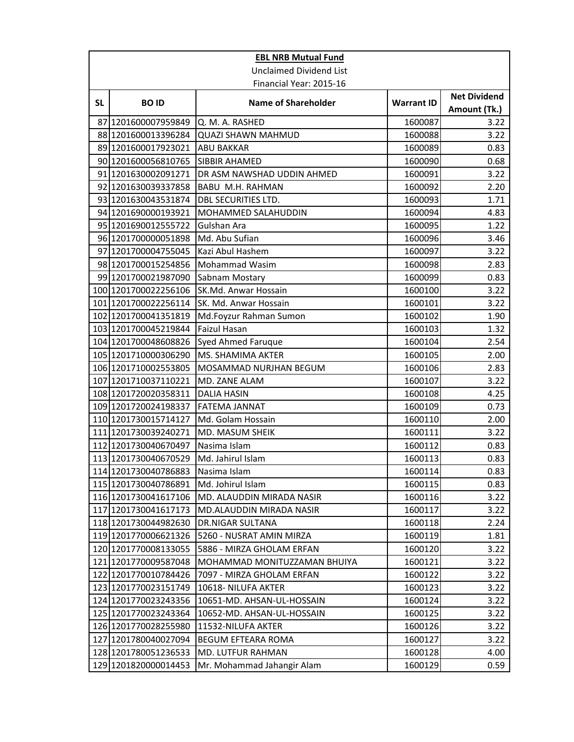**EBL NRB Mutual Fund**

Unclaimed Dividend List

Financial Year: 2015-16

| SL | BO ID | Name of Shareholder | Warrant ID | Net Dividend Amount (Tk.) |
|---|---|---|---|---|
| 87 | 1201600007959849 | Q. M. A. RASHED | 1600087 | 3.22 |
| 88 | 1201600013396284 | QUAZI SHAWN MAHMUD | 1600088 | 3.22 |
| 89 | 1201600017923021 | ABU BAKKAR | 1600089 | 0.83 |
| 90 | 1201600056810765 | SIBBIR AHAMED | 1600090 | 0.68 |
| 91 | 1201630002091271 | DR ASM NAWSHAD UDDIN AHMED | 1600091 | 3.22 |
| 92 | 1201630039337858 | BABU M.H. RAHMAN | 1600092 | 2.20 |
| 93 | 1201630043531874 | DBL SECURITIES LTD. | 1600093 | 1.71 |
| 94 | 1201690000193921 | MOHAMMED SALAHUDDIN | 1600094 | 4.83 |
| 95 | 1201690012555722 | Gulshan Ara | 1600095 | 1.22 |
| 96 | 1201700000051898 | Md. Abu Sufian | 1600096 | 3.46 |
| 97 | 1201700004755045 | Kazi Abul Hashem | 1600097 | 3.22 |
| 98 | 1201700015254856 | Mohammad Wasim | 1600098 | 2.83 |
| 99 | 1201700021987090 | Sabnam Mostary | 1600099 | 0.83 |
| 100 | 1201700022256106 | SK.Md. Anwar Hossain | 1600100 | 3.22 |
| 101 | 1201700022256114 | SK. Md. Anwar Hossain | 1600101 | 3.22 |
| 102 | 1201700041351819 | Md.Foyzur Rahman Sumon | 1600102 | 1.90 |
| 103 | 1201700045219844 | Faizul Hasan | 1600103 | 1.32 |
| 104 | 1201700048608826 | Syed Ahmed Faruque | 1600104 | 2.54 |
| 105 | 1201710000306290 | MS. SHAMIMA AKTER | 1600105 | 2.00 |
| 106 | 1201710002553805 | MOSAMMAD NURJHAN BEGUM | 1600106 | 2.83 |
| 107 | 1201710037110221 | MD. ZANE ALAM | 1600107 | 3.22 |
| 108 | 1201720020358311 | DALIA HASIN | 1600108 | 4.25 |
| 109 | 1201720024198337 | FATEMA JANNAT | 1600109 | 0.73 |
| 110 | 1201730015714127 | Md. Golam Hossain | 1600110 | 2.00 |
| 111 | 1201730039240271 | MD. MASUM SHEIK | 1600111 | 3.22 |
| 112 | 1201730040670497 | Nasima Islam | 1600112 | 0.83 |
| 113 | 1201730040670529 | Md. Jahirul Islam | 1600113 | 0.83 |
| 114 | 1201730040786883 | Nasima Islam | 1600114 | 0.83 |
| 115 | 1201730040786891 | Md. Johirul Islam | 1600115 | 0.83 |
| 116 | 1201730041617106 | MD. ALAUDDIN MIRADA NASIR | 1600116 | 3.22 |
| 117 | 1201730041617173 | MD.ALAUDDIN MIRADA NASIR | 1600117 | 3.22 |
| 118 | 1201730044982630 | DR.NIGAR SULTANA | 1600118 | 2.24 |
| 119 | 1201770006621326 | 5260 - NUSRAT AMIN MIRZA | 1600119 | 1.81 |
| 120 | 1201770008133055 | 5886 - MIRZA GHOLAM ERFAN | 1600120 | 3.22 |
| 121 | 1201770009587048 | MOHAMMAD MONITUZZAMAN BHUIYA | 1600121 | 3.22 |
| 122 | 1201770010784426 | 7097 - MIRZA GHOLAM ERFAN | 1600122 | 3.22 |
| 123 | 1201770023151749 | 10618- NILUFA AKTER | 1600123 | 3.22 |
| 124 | 1201770023243356 | 10651-MD. AHSAN-UL-HOSSAIN | 1600124 | 3.22 |
| 125 | 1201770023243364 | 10652-MD. AHSAN-UL-HOSSAIN | 1600125 | 3.22 |
| 126 | 1201770028255980 | 11532-NILUFA AKTER | 1600126 | 3.22 |
| 127 | 1201780040027094 | BEGUM EFTEARA ROMA | 1600127 | 3.22 |
| 128 | 1201780051236533 | MD. LUTFUR RAHMAN | 1600128 | 4.00 |
| 129 | 1201820000014453 | Mr. Mohammad Jahangir Alam | 1600129 | 0.59 |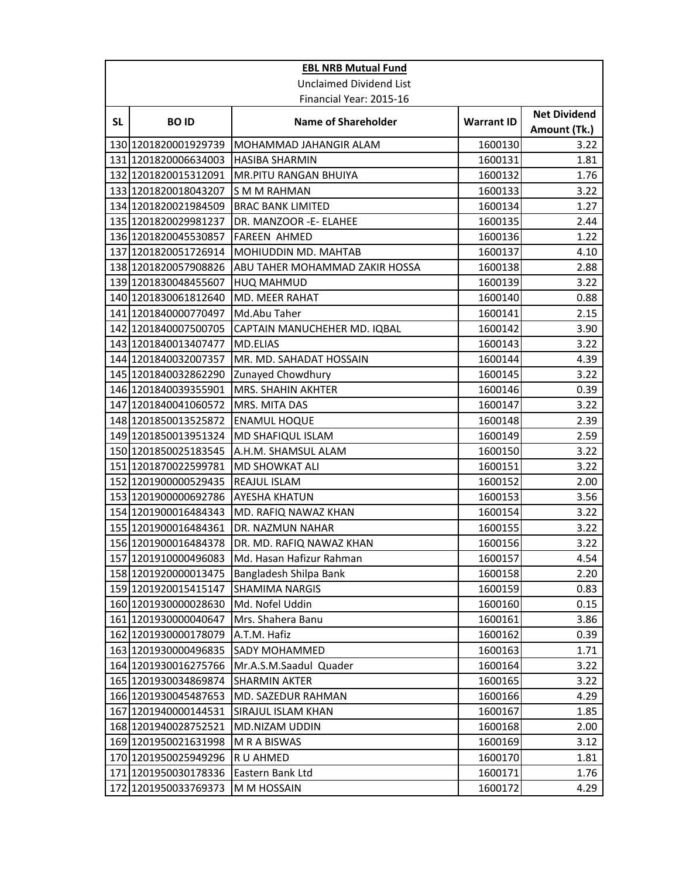| EBL NRB Mutual Fund | | | | |
|---|---|---|---|---|
| Unclaimed Dividend List | | | | |
| Financial Year: 2015-16 | | | | |
| SL | BO ID | Name of Shareholder | Warrant ID | Net Dividend Amount (Tk.) |
| 130 | 1201820001929739 | MOHAMMAD JAHANGIR ALAM | 1600130 | 3.22 |
| 131 | 1201820006634003 | HASIBA SHARMIN | 1600131 | 1.81 |
| 132 | 1201820015312091 | MR.PITU RANGAN BHUIYA | 1600132 | 1.76 |
| 133 | 1201820018043207 | S M M RAHMAN | 1600133 | 3.22 |
| 134 | 1201820021984509 | BRAC BANK LIMITED | 1600134 | 1.27 |
| 135 | 1201820029981237 | DR. MANZOOR -E- ELAHEE | 1600135 | 2.44 |
| 136 | 1201820045530857 | FAREEN AHMED | 1600136 | 1.22 |
| 137 | 1201820051726914 | MOHIUDDIN MD. MAHTAB | 1600137 | 4.10 |
| 138 | 1201820057908826 | ABU TAHER MOHAMMAD ZAKIR HOSSA | 1600138 | 2.88 |
| 139 | 1201830048455607 | HUQ MAHMUD | 1600139 | 3.22 |
| 140 | 1201830061812640 | MD. MEER RAHAT | 1600140 | 0.88 |
| 141 | 1201840000770497 | Md.Abu Taher | 1600141 | 2.15 |
| 142 | 1201840007500705 | CAPTAIN MANUCHEHER MD. IQBAL | 1600142 | 3.90 |
| 143 | 1201840013407477 | MD.ELIAS | 1600143 | 3.22 |
| 144 | 1201840032007357 | MR. MD. SAHADAT HOSSAIN | 1600144 | 4.39 |
| 145 | 1201840032862290 | Zunayed Chowdhury | 1600145 | 3.22 |
| 146 | 1201840039355901 | MRS. SHAHIN AKHTER | 1600146 | 0.39 |
| 147 | 1201840041060572 | MRS. MITA DAS | 1600147 | 3.22 |
| 148 | 1201850013525872 | ENAMUL HOQUE | 1600148 | 2.39 |
| 149 | 1201850013951324 | MD SHAFIQUL ISLAM | 1600149 | 2.59 |
| 150 | 1201850025183545 | A.H.M. SHAMSUL ALAM | 1600150 | 3.22 |
| 151 | 1201870022599781 | MD SHOWKAT ALI | 1600151 | 3.22 |
| 152 | 1201900000529435 | REAJUL ISLAM | 1600152 | 2.00 |
| 153 | 1201900000692786 | AYESHA KHATUN | 1600153 | 3.56 |
| 154 | 1201900016484343 | MD. RAFIQ NAWAZ KHAN | 1600154 | 3.22 |
| 155 | 1201900016484361 | DR. NAZMUN NAHAR | 1600155 | 3.22 |
| 156 | 1201900016484378 | DR. MD. RAFIQ NAWAZ KHAN | 1600156 | 3.22 |
| 157 | 1201910000496083 | Md. Hasan Hafizur Rahman | 1600157 | 4.54 |
| 158 | 1201920000013475 | Bangladesh Shilpa Bank | 1600158 | 2.20 |
| 159 | 1201920015415147 | SHAMIMA NARGIS | 1600159 | 0.83 |
| 160 | 1201930000028630 | Md. Nofel Uddin | 1600160 | 0.15 |
| 161 | 1201930000040647 | Mrs. Shahera Banu | 1600161 | 3.86 |
| 162 | 1201930000178079 | A.T.M. Hafiz | 1600162 | 0.39 |
| 163 | 1201930000496835 | SADY MOHAMMED | 1600163 | 1.71 |
| 164 | 1201930016275766 | Mr.A.S.M.Saadul Quader | 1600164 | 3.22 |
| 165 | 1201930034869874 | SHARMIN AKTER | 1600165 | 3.22 |
| 166 | 1201930045487653 | MD. SAZEDUR RAHMAN | 1600166 | 4.29 |
| 167 | 1201940000144531 | SIRAJUL ISLAM KHAN | 1600167 | 1.85 |
| 168 | 1201940028752521 | MD.NIZAM UDDIN | 1600168 | 2.00 |
| 169 | 1201950021631998 | M R A BISWAS | 1600169 | 3.12 |
| 170 | 1201950025949296 | R U AHMED | 1600170 | 1.81 |
| 171 | 1201950030178336 | Eastern Bank Ltd | 1600171 | 1.76 |
| 172 | 1201950033769373 | M M HOSSAIN | 1600172 | 4.29 |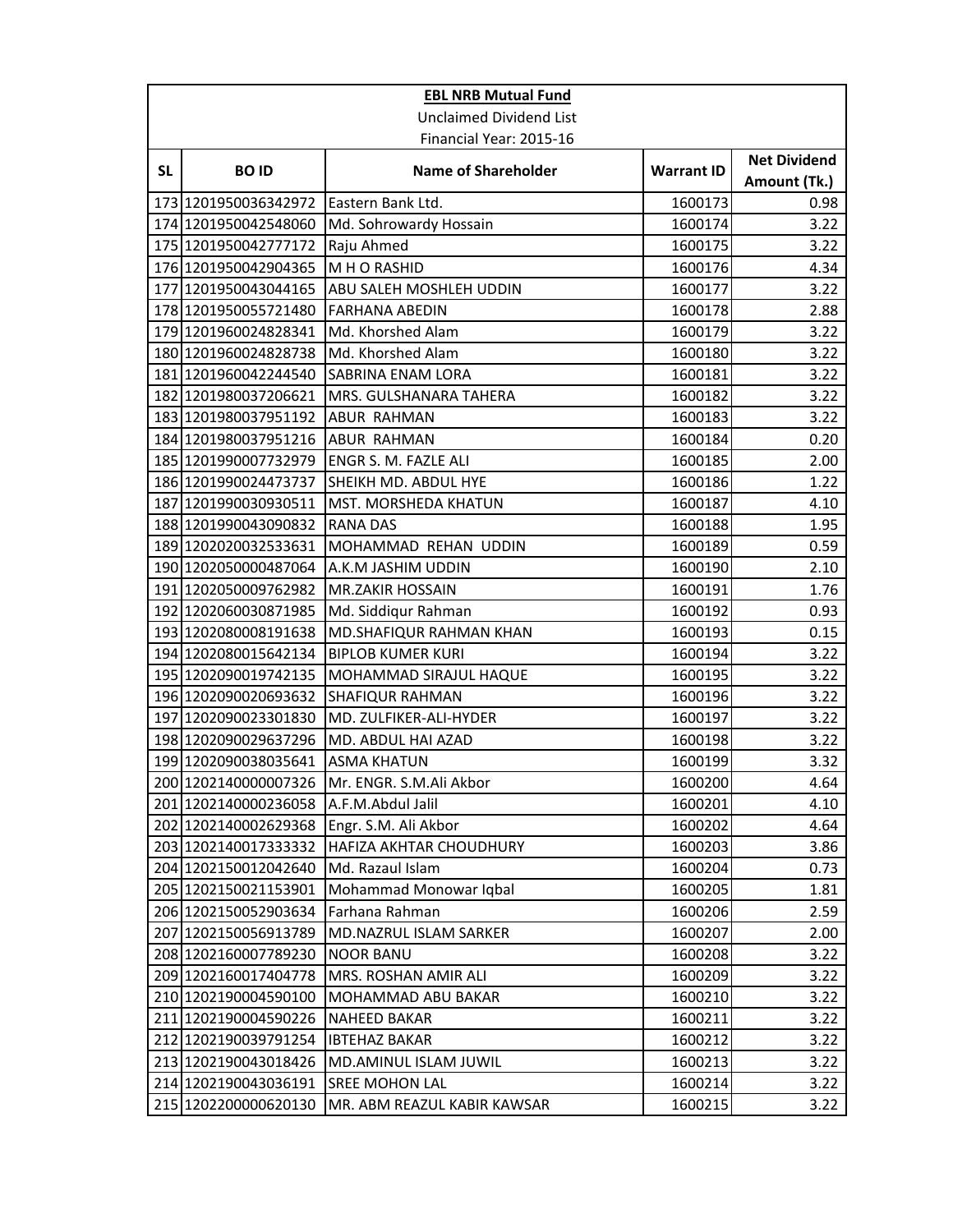**EBL NRB Mutual Fund**

Unclaimed Dividend List

Financial Year: 2015-16

| SL | BO ID | Name of Shareholder | Warrant ID | Net Dividend Amount (Tk.) |
|---|---|---|---|---|
| 173 | 1201950036342972 | Eastern Bank Ltd. | 1600173 | 0.98 |
| 174 | 1201950042548060 | Md. Sohrowardy Hossain | 1600174 | 3.22 |
| 175 | 1201950042777172 | Raju Ahmed | 1600175 | 3.22 |
| 176 | 1201950042904365 | M H O RASHID | 1600176 | 4.34 |
| 177 | 1201950043044165 | ABU SALEH MOSHLEH UDDIN | 1600177 | 3.22 |
| 178 | 1201950055721480 | FARHANA ABEDIN | 1600178 | 2.88 |
| 179 | 1201960024828341 | Md. Khorshed Alam | 1600179 | 3.22 |
| 180 | 1201960024828738 | Md. Khorshed Alam | 1600180 | 3.22 |
| 181 | 1201960042244540 | SABRINA ENAM LORA | 1600181 | 3.22 |
| 182 | 1201980037206621 | MRS. GULSHANARA TAHERA | 1600182 | 3.22 |
| 183 | 1201980037951192 | ABUR RAHMAN | 1600183 | 3.22 |
| 184 | 1201980037951216 | ABUR RAHMAN | 1600184 | 0.20 |
| 185 | 1201990007732979 | ENGR S. M. FAZLE ALI | 1600185 | 2.00 |
| 186 | 1201990024473737 | SHEIKH MD. ABDUL HYE | 1600186 | 1.22 |
| 187 | 1201990030930511 | MST. MORSHEDA KHATUN | 1600187 | 4.10 |
| 188 | 1201990043090832 | RANA DAS | 1600188 | 1.95 |
| 189 | 1202020032533631 | MOHAMMAD REHAN UDDIN | 1600189 | 0.59 |
| 190 | 1202050000487064 | A.K.M JASHIM UDDIN | 1600190 | 2.10 |
| 191 | 1202050009762982 | MR.ZAKIR HOSSAIN | 1600191 | 1.76 |
| 192 | 1202060030871985 | Md. Siddiqur Rahman | 1600192 | 0.93 |
| 193 | 1202080008191638 | MD.SHAFIQUR RAHMAN KHAN | 1600193 | 0.15 |
| 194 | 1202080015642134 | BIPLOB KUMER KURI | 1600194 | 3.22 |
| 195 | 1202090019742135 | MOHAMMAD SIRAJUL HAQUE | 1600195 | 3.22 |
| 196 | 1202090020693632 | SHAFIQUR RAHMAN | 1600196 | 3.22 |
| 197 | 1202090023301830 | MD. ZULFIKER-ALI-HYDER | 1600197 | 3.22 |
| 198 | 1202090029637296 | MD. ABDUL HAI AZAD | 1600198 | 3.22 |
| 199 | 1202090038035641 | ASMA KHATUN | 1600199 | 3.32 |
| 200 | 1202140000007326 | Mr. ENGR. S.M.Ali Akbor | 1600200 | 4.64 |
| 201 | 1202140000236058 | A.F.M.Abdul Jalil | 1600201 | 4.10 |
| 202 | 1202140002629368 | Engr. S.M. Ali Akbor | 1600202 | 4.64 |
| 203 | 1202140017333332 | HAFIZA AKHTAR CHOUDHURY | 1600203 | 3.86 |
| 204 | 1202150012042640 | Md. Razaul Islam | 1600204 | 0.73 |
| 205 | 1202150021153901 | Mohammad Monowar Iqbal | 1600205 | 1.81 |
| 206 | 1202150052903634 | Farhana Rahman | 1600206 | 2.59 |
| 207 | 1202150056913789 | MD.NAZRUL ISLAM SARKER | 1600207 | 2.00 |
| 208 | 1202160007789230 | NOOR BANU | 1600208 | 3.22 |
| 209 | 1202160017404778 | MRS. ROSHAN AMIR ALI | 1600209 | 3.22 |
| 210 | 1202190004590100 | MOHAMMAD ABU BAKAR | 1600210 | 3.22 |
| 211 | 1202190004590226 | NAHEED BAKAR | 1600211 | 3.22 |
| 212 | 1202190039791254 | IBTEHAZ BAKAR | 1600212 | 3.22 |
| 213 | 1202190043018426 | MD.AMINUL ISLAM JUWIL | 1600213 | 3.22 |
| 214 | 1202190043036191 | SREE MOHON LAL | 1600214 | 3.22 |
| 215 | 1202200000620130 | MR. ABM REAZUL KABIR KAWSAR | 1600215 | 3.22 |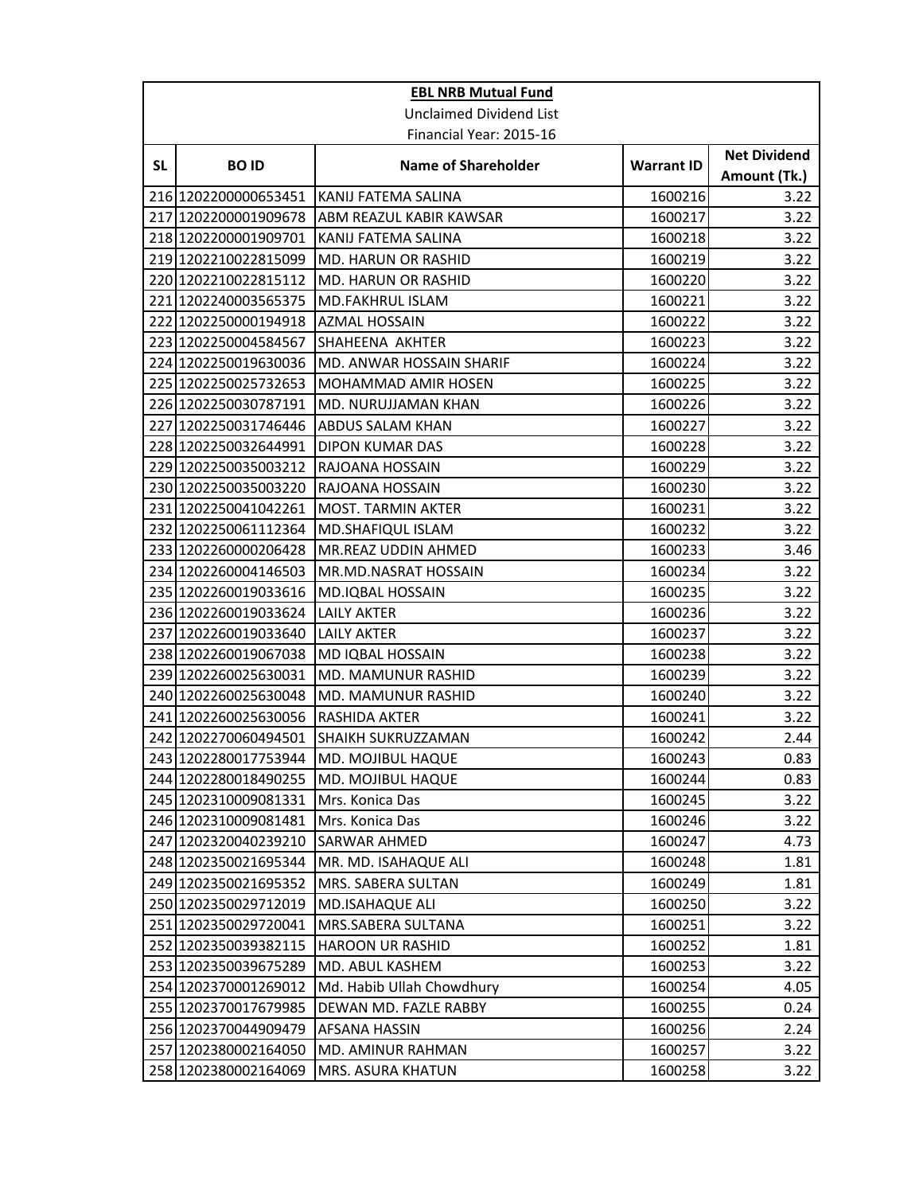**EBL NRB Mutual Fund**

Unclaimed Dividend List

Financial Year: 2015-16

| SL | BO ID | Name of Shareholder | Warrant ID | Net Dividend Amount (Tk.) |
|---|---|---|---|---|
| 216 | 1202200000653451 | KANIJ FATEMA SALINA | 1600216 | 3.22 |
| 217 | 1202200001909678 | ABM REAZUL KABIR KAWSAR | 1600217 | 3.22 |
| 218 | 1202200001909701 | KANIJ FATEMA SALINA | 1600218 | 3.22 |
| 219 | 1202210022815099 | MD. HARUN OR RASHID | 1600219 | 3.22 |
| 220 | 1202210022815112 | MD. HARUN OR RASHID | 1600220 | 3.22 |
| 221 | 1202240003565375 | MD.FAKHRUL ISLAM | 1600221 | 3.22 |
| 222 | 1202250000194918 | AZMAL HOSSAIN | 1600222 | 3.22 |
| 223 | 1202250004584567 | SHAHEENA AKHTER | 1600223 | 3.22 |
| 224 | 1202250019630036 | MD. ANWAR HOSSAIN SHARIF | 1600224 | 3.22 |
| 225 | 1202250025732653 | MOHAMMAD AMIR HOSEN | 1600225 | 3.22 |
| 226 | 1202250030787191 | MD. NURUJJAMAN KHAN | 1600226 | 3.22 |
| 227 | 1202250031746446 | ABDUS SALAM KHAN | 1600227 | 3.22 |
| 228 | 1202250032644991 | DIPON KUMAR DAS | 1600228 | 3.22 |
| 229 | 1202250035003212 | RAJOANA HOSSAIN | 1600229 | 3.22 |
| 230 | 1202250035003220 | RAJOANA HOSSAIN | 1600230 | 3.22 |
| 231 | 1202250041042261 | MOST. TARMIN AKTER | 1600231 | 3.22 |
| 232 | 1202250061112364 | MD.SHAFIQUL ISLAM | 1600232 | 3.22 |
| 233 | 1202260000206428 | MR.REAZ UDDIN AHMED | 1600233 | 3.46 |
| 234 | 1202260004146503 | MR.MD.NASRAT HOSSAIN | 1600234 | 3.22 |
| 235 | 1202260019033616 | MD.IQBAL HOSSAIN | 1600235 | 3.22 |
| 236 | 1202260019033624 | LAILY AKTER | 1600236 | 3.22 |
| 237 | 1202260019033640 | LAILY AKTER | 1600237 | 3.22 |
| 238 | 1202260019067038 | MD IQBAL HOSSAIN | 1600238 | 3.22 |
| 239 | 1202260025630031 | MD. MAMUNUR RASHID | 1600239 | 3.22 |
| 240 | 1202260025630048 | MD. MAMUNUR RASHID | 1600240 | 3.22 |
| 241 | 1202260025630056 | RASHIDA AKTER | 1600241 | 3.22 |
| 242 | 1202270060494501 | SHAIKH SUKRUZZAMAN | 1600242 | 2.44 |
| 243 | 1202280017753944 | MD. MOJIBUL HAQUE | 1600243 | 0.83 |
| 244 | 1202280018490255 | MD. MOJIBUL HAQUE | 1600244 | 0.83 |
| 245 | 1202310009081331 | Mrs. Konica Das | 1600245 | 3.22 |
| 246 | 1202310009081481 | Mrs. Konica Das | 1600246 | 3.22 |
| 247 | 1202320040239210 | SARWAR AHMED | 1600247 | 4.73 |
| 248 | 1202350021695344 | MR. MD. ISAHAQUE ALI | 1600248 | 1.81 |
| 249 | 1202350021695352 | MRS. SABERA SULTAN | 1600249 | 1.81 |
| 250 | 1202350029712019 | MD.ISAHAQUE ALI | 1600250 | 3.22 |
| 251 | 1202350029720041 | MRS.SABERA SULTANA | 1600251 | 3.22 |
| 252 | 1202350039382115 | HAROON UR RASHID | 1600252 | 1.81 |
| 253 | 1202350039675289 | MD. ABUL KASHEM | 1600253 | 3.22 |
| 254 | 1202370001269012 | Md. Habib Ullah Chowdhury | 1600254 | 4.05 |
| 255 | 1202370017679985 | DEWAN MD. FAZLE RABBY | 1600255 | 0.24 |
| 256 | 1202370044909479 | AFSANA HASSIN | 1600256 | 2.24 |
| 257 | 1202380002164050 | MD. AMINUR RAHMAN | 1600257 | 3.22 |
| 258 | 1202380002164069 | MRS. ASURA KHATUN | 1600258 | 3.22 |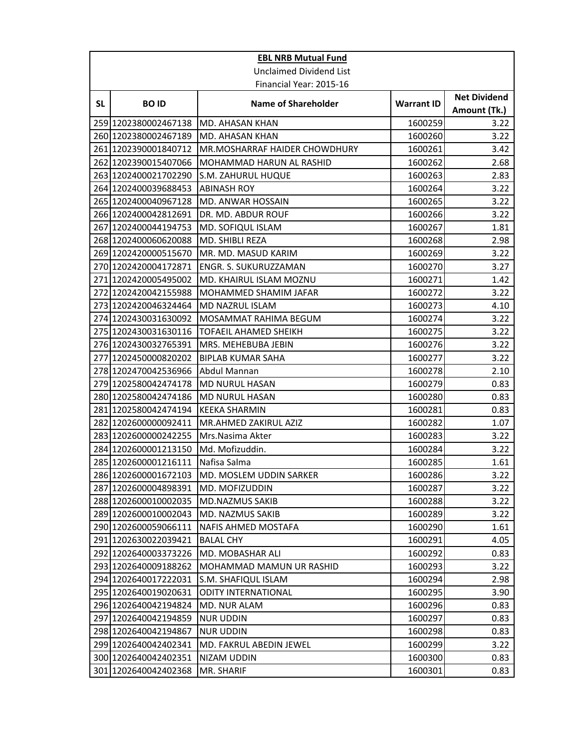**EBL NRB Mutual Fund**

Unclaimed Dividend List

Financial Year: 2015-16

| SL | BO ID | Name of Shareholder | Warrant ID | Net Dividend Amount (Tk.) |
|---|---|---|---|---|
| 259 | 1202380002467138 | MD. AHASAN KHAN | 1600259 | 3.22 |
| 260 | 1202380002467189 | MD. AHASAN KHAN | 1600260 | 3.22 |
| 261 | 1202390001840712 | MR.MOSHARRAF HAIDER CHOWDHURY | 1600261 | 3.42 |
| 262 | 1202390015407066 | MOHAMMAD HARUN AL RASHID | 1600262 | 2.68 |
| 263 | 1202400021702290 | S.M. ZAHURUL HUQUE | 1600263 | 2.83 |
| 264 | 1202400039688453 | ABINASH ROY | 1600264 | 3.22 |
| 265 | 1202400040967128 | MD. ANWAR HOSSAIN | 1600265 | 3.22 |
| 266 | 1202400042812691 | DR. MD. ABDUR ROUF | 1600266 | 3.22 |
| 267 | 1202400044194753 | MD. SOFIQUL ISLAM | 1600267 | 1.81 |
| 268 | 1202400060620088 | MD. SHIBLI REZA | 1600268 | 2.98 |
| 269 | 1202420000515670 | MR. MD. MASUD KARIM | 1600269 | 3.22 |
| 270 | 1202420004172871 | ENGR. S. SUKURUZZAMAN | 1600270 | 3.27 |
| 271 | 1202420005495002 | MD. KHAIRUL ISLAM MOZNU | 1600271 | 1.42 |
| 272 | 1202420042155988 | MOHAMMED SHAMIM JAFAR | 1600272 | 3.22 |
| 273 | 1202420046324464 | MD NAZRUL ISLAM | 1600273 | 4.10 |
| 274 | 1202430031630092 | MOSAMMAT RAHIMA BEGUM | 1600274 | 3.22 |
| 275 | 1202430031630116 | TOFAEIL AHAMED SHEIKH | 1600275 | 3.22 |
| 276 | 1202430032765391 | MRS. MEHEBUBA JEBIN | 1600276 | 3.22 |
| 277 | 1202450000820202 | BIPLAB KUMAR SAHA | 1600277 | 3.22 |
| 278 | 1202470042536966 | Abdul Mannan | 1600278 | 2.10 |
| 279 | 1202580042474178 | MD NURUL HASAN | 1600279 | 0.83 |
| 280 | 1202580042474186 | MD NURUL HASAN | 1600280 | 0.83 |
| 281 | 1202580042474194 | KEEKA SHARMIN | 1600281 | 0.83 |
| 282 | 1202600000092411 | MR.AHMED ZAKIRUL AZIZ | 1600282 | 1.07 |
| 283 | 1202600000242255 | Mrs.Nasima Akter | 1600283 | 3.22 |
| 284 | 1202600001213150 | Md. Mofizuddin. | 1600284 | 3.22 |
| 285 | 1202600001216111 | Nafisa Salma | 1600285 | 1.61 |
| 286 | 1202600001672103 | MD. MOSLEM UDDIN SARKER | 1600286 | 3.22 |
| 287 | 1202600004898391 | MD. MOFIZUDDIN | 1600287 | 3.22 |
| 288 | 1202600010002035 | MD.NAZMUS SAKIB | 1600288 | 3.22 |
| 289 | 1202600010002043 | MD. NAZMUS SAKIB | 1600289 | 3.22 |
| 290 | 1202600059066111 | NAFIS AHMED MOSTAFA | 1600290 | 1.61 |
| 291 | 1202630022039421 | BALAL CHY | 1600291 | 4.05 |
| 292 | 1202640003373226 | MD. MOBASHAR ALI | 1600292 | 0.83 |
| 293 | 1202640009188262 | MOHAMMAD MAMUN UR RASHID | 1600293 | 3.22 |
| 294 | 1202640017222031 | S.M. SHAFIQUL ISLAM | 1600294 | 2.98 |
| 295 | 1202640019020631 | ODITY INTERNATIONAL | 1600295 | 3.90 |
| 296 | 1202640042194824 | MD. NUR ALAM | 1600296 | 0.83 |
| 297 | 1202640042194859 | NUR UDDIN | 1600297 | 0.83 |
| 298 | 1202640042194867 | NUR UDDIN | 1600298 | 0.83 |
| 299 | 1202640042402341 | MD. FAKRUL ABEDIN JEWEL | 1600299 | 3.22 |
| 300 | 1202640042402351 | NIZAM UDDIN | 1600300 | 0.83 |
| 301 | 1202640042402368 | MR. SHARIF | 1600301 | 0.83 |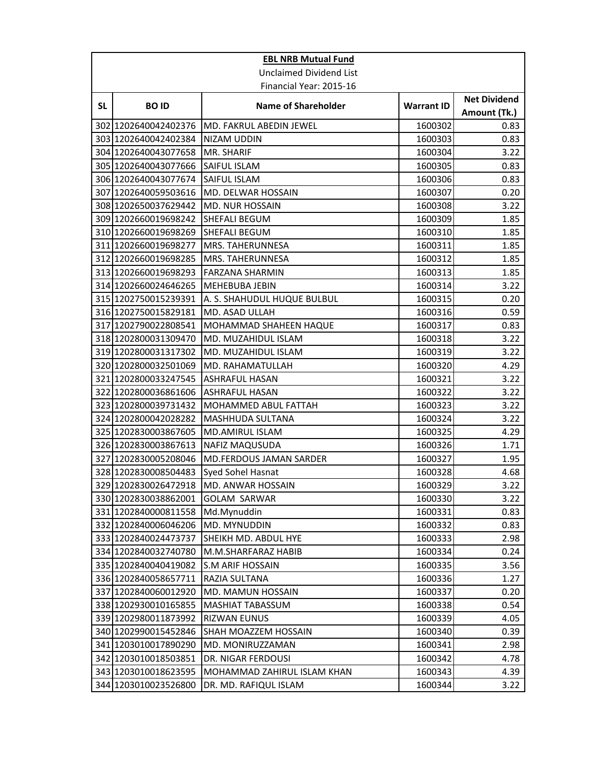**EBL NRB Mutual Fund**

Unclaimed Dividend List

Financial Year: 2015-16

| SL | BO ID | Name of Shareholder | Warrant ID | Net Dividend Amount (Tk.) |
|---|---|---|---|---|
| 302 | 1202640042402376 | MD. FAKRUL ABEDIN JEWEL | 1600302 | 0.83 |
| 303 | 1202640042402384 | NIZAM UDDIN | 1600303 | 0.83 |
| 304 | 1202640043077658 | MR. SHARIF | 1600304 | 3.22 |
| 305 | 1202640043077666 | SAIFUL ISLAM | 1600305 | 0.83 |
| 306 | 1202640043077674 | SAIFUL ISLAM | 1600306 | 0.83 |
| 307 | 1202640059503616 | MD. DELWAR HOSSAIN | 1600307 | 0.20 |
| 308 | 1202650037629442 | MD. NUR HOSSAIN | 1600308 | 3.22 |
| 309 | 1202660019698242 | SHEFALI BEGUM | 1600309 | 1.85 |
| 310 | 1202660019698269 | SHEFALI BEGUM | 1600310 | 1.85 |
| 311 | 1202660019698277 | MRS. TAHERUNNESA | 1600311 | 1.85 |
| 312 | 1202660019698285 | MRS. TAHERUNNESA | 1600312 | 1.85 |
| 313 | 1202660019698293 | FARZANA SHARMIN | 1600313 | 1.85 |
| 314 | 1202660024646265 | MEHEBUBA JEBIN | 1600314 | 3.22 |
| 315 | 1202750015239391 | A. S. SHAHUDUL HUQUE BULBUL | 1600315 | 0.20 |
| 316 | 1202750015829181 | MD. ASAD ULLAH | 1600316 | 0.59 |
| 317 | 1202790022808541 | MOHAMMAD SHAHEEN HAQUE | 1600317 | 0.83 |
| 318 | 1202800031309470 | MD. MUZAHIDUL ISLAM | 1600318 | 3.22 |
| 319 | 1202800031317302 | MD. MUZAHIDUL ISLAM | 1600319 | 3.22 |
| 320 | 1202800032501069 | MD. RAHAMATULLAH | 1600320 | 4.29 |
| 321 | 1202800033247545 | ASHRAFUL HASAN | 1600321 | 3.22 |
| 322 | 1202800036861606 | ASHRAFUL HASAN | 1600322 | 3.22 |
| 323 | 1202800039731432 | MOHAMMED ABUL FATTAH | 1600323 | 3.22 |
| 324 | 1202800042028282 | MASHHUDA SULTANA | 1600324 | 3.22 |
| 325 | 1202830003867605 | MD.AMIRUL ISLAM | 1600325 | 4.29 |
| 326 | 1202830003867613 | NAFIZ MAQUSUDA | 1600326 | 1.71 |
| 327 | 1202830005208046 | MD.FERDOUS JAMAN SARDER | 1600327 | 1.95 |
| 328 | 1202830008504483 | Syed Sohel Hasnat | 1600328 | 4.68 |
| 329 | 1202830026472918 | MD. ANWAR HOSSAIN | 1600329 | 3.22 |
| 330 | 1202830038862001 | GOLAM SARWAR | 1600330 | 3.22 |
| 331 | 1202840000811558 | Md.Mynuddin | 1600331 | 0.83 |
| 332 | 1202840006046206 | MD. MYNUDDIN | 1600332 | 0.83 |
| 333 | 1202840024473737 | SHEIKH MD. ABDUL HYE | 1600333 | 2.98 |
| 334 | 1202840032740780 | M.M.SHARFARAZ HABIB | 1600334 | 0.24 |
| 335 | 1202840040419082 | S.M ARIF HOSSAIN | 1600335 | 3.56 |
| 336 | 1202840058657711 | RAZIA SULTANA | 1600336 | 1.27 |
| 337 | 1202840060012920 | MD. MAMUN HOSSAIN | 1600337 | 0.20 |
| 338 | 1202930010165855 | MASHIAT TABASSUM | 1600338 | 0.54 |
| 339 | 1202980011873992 | RIZWAN EUNUS | 1600339 | 4.05 |
| 340 | 1202990015452846 | SHAH MOAZZEM HOSSAIN | 1600340 | 0.39 |
| 341 | 1203010017890290 | MD. MONIRUZZAMAN | 1600341 | 2.98 |
| 342 | 1203010018503851 | DR. NIGAR FERDOUSI | 1600342 | 4.78 |
| 343 | 1203010018623595 | MOHAMMAD ZAHIRUL ISLAM KHAN | 1600343 | 4.39 |
| 344 | 1203010023526800 | DR. MD. RAFIQUL ISLAM | 1600344 | 3.22 |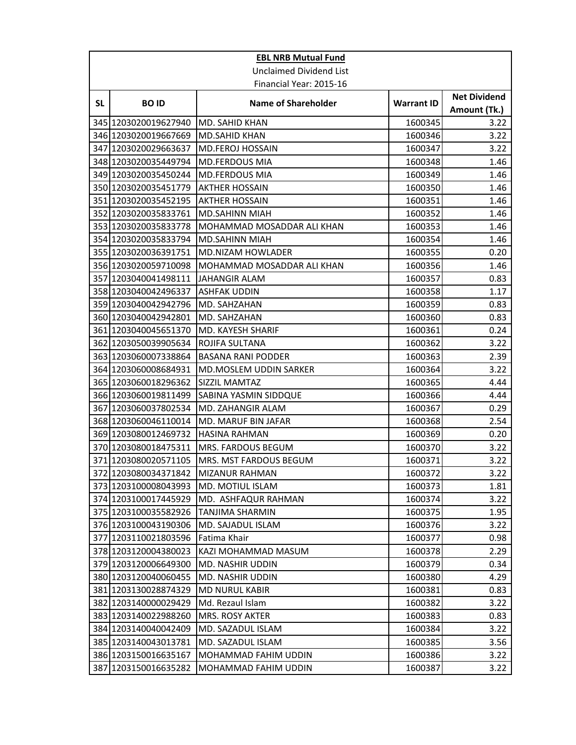| **EBL NRB Mutual Fund** | | | | |
|---|---|---|---|---|
| Unclaimed Dividend List | | | | |
| Financial Year: 2015-16 | | | | |
| **SL** | **BO ID** | **Name of Shareholder** | **Warrant ID** | **Net Dividend Amount (Tk.)** |
| 345 | 1203020019627940 | MD. SAHID KHAN | 1600345 | 3.22 |
| 346 | 1203020019667669 | MD.SAHID KHAN | 1600346 | 3.22 |
| 347 | 1203020029663637 | MD.FEROJ HOSSAIN | 1600347 | 3.22 |
| 348 | 1203020035449794 | MD.FERDOUS MIA | 1600348 | 1.46 |
| 349 | 1203020035450244 | MD.FERDOUS MIA | 1600349 | 1.46 |
| 350 | 1203020035451779 | AKTHER HOSSAIN | 1600350 | 1.46 |
| 351 | 1203020035452195 | AKTHER HOSSAIN | 1600351 | 1.46 |
| 352 | 1203020035833761 | MD.SAHINN MIAH | 1600352 | 1.46 |
| 353 | 1203020035833778 | MOHAMMAD MOSADDAR ALI KHAN | 1600353 | 1.46 |
| 354 | 1203020035833794 | MD.SAHINN MIAH | 1600354 | 1.46 |
| 355 | 1203020036391751 | MD.NIZAM HOWLADER | 1600355 | 0.20 |
| 356 | 1203020059710098 | MOHAMMAD MOSADDAR ALI KHAN | 1600356 | 1.46 |
| 357 | 1203040041498111 | JAHANGIR ALAM | 1600357 | 0.83 |
| 358 | 1203040042496337 | ASHFAK UDDIN | 1600358 | 1.17 |
| 359 | 1203040042942796 | MD. SAHZAHAN | 1600359 | 0.83 |
| 360 | 1203040042942801 | MD. SAHZAHAN | 1600360 | 0.83 |
| 361 | 1203040045651370 | MD. KAYESH SHARIF | 1600361 | 0.24 |
| 362 | 1203050039905634 | ROJIFA SULTANA | 1600362 | 3.22 |
| 363 | 1203060007338864 | BASANA RANI PODDER | 1600363 | 2.39 |
| 364 | 1203060008684931 | MD.MOSLEM UDDIN SARKER | 1600364 | 3.22 |
| 365 | 1203060018296362 | SIZZIL MAMTAZ | 1600365 | 4.44 |
| 366 | 1203060019811499 | SABINA YASMIN SIDDQUE | 1600366 | 4.44 |
| 367 | 1203060037802534 | MD. ZAHANGIR ALAM | 1600367 | 0.29 |
| 368 | 1203060046110014 | MD. MARUF BIN JAFAR | 1600368 | 2.54 |
| 369 | 1203080012469732 | HASINA RAHMAN | 1600369 | 0.20 |
| 370 | 1203080018475311 | MRS. FARDOUS BEGUM | 1600370 | 3.22 |
| 371 | 1203080020571105 | MRS. MST FARDOUS BEGUM | 1600371 | 3.22 |
| 372 | 1203080034371842 | MIZANUR RAHMAN | 1600372 | 3.22 |
| 373 | 1203100008043993 | MD. MOTIUL ISLAM | 1600373 | 1.81 |
| 374 | 1203100017445929 | MD.  ASHFAQUR RAHMAN | 1600374 | 3.22 |
| 375 | 1203100035582926 | TANJIMA SHARMIN | 1600375 | 1.95 |
| 376 | 1203100043190306 | MD. SAJADUL ISLAM | 1600376 | 3.22 |
| 377 | 1203110021803596 | Fatima Khair | 1600377 | 0.98 |
| 378 | 1203120004380023 | KAZI MOHAMMAD MASUM | 1600378 | 2.29 |
| 379 | 1203120006649300 | MD. NASHIR UDDIN | 1600379 | 0.34 |
| 380 | 1203120040060455 | MD. NASHIR UDDIN | 1600380 | 4.29 |
| 381 | 1203130028874329 | MD NURUL KABIR | 1600381 | 0.83 |
| 382 | 1203140000029429 | Md. Rezaul Islam | 1600382 | 3.22 |
| 383 | 1203140022988260 | MRS. ROSY AKTER | 1600383 | 0.83 |
| 384 | 1203140040042409 | MD. SAZADUL ISLAM | 1600384 | 3.22 |
| 385 | 1203140043013781 | MD. SAZADUL ISLAM | 1600385 | 3.56 |
| 386 | 1203150016635167 | MOHAMMAD FAHIM UDDIN | 1600386 | 3.22 |
| 387 | 1203150016635282 | MOHAMMAD FAHIM UDDIN | 1600387 | 3.22 |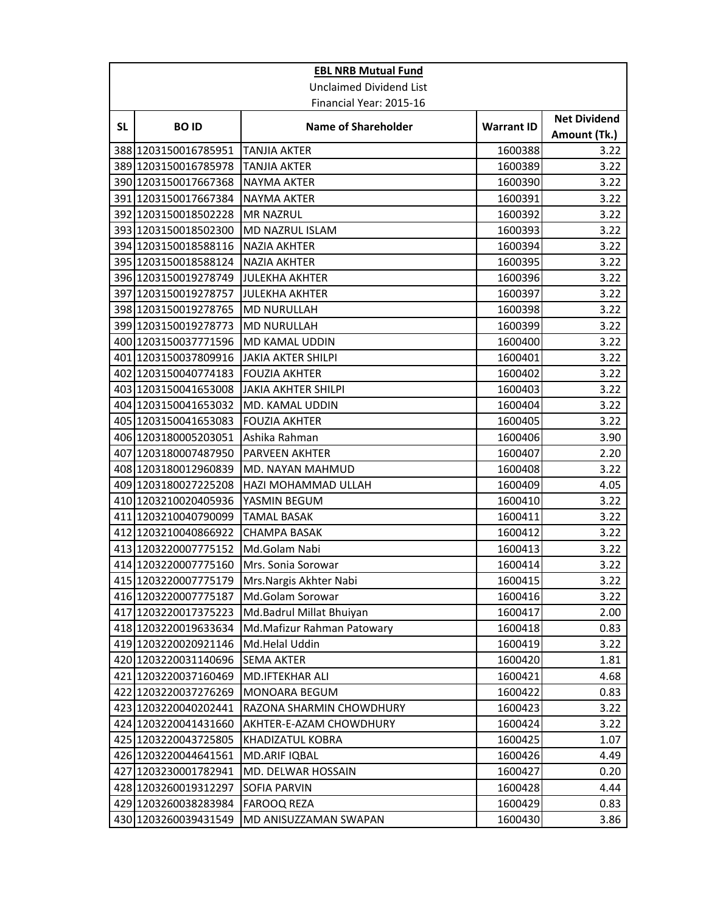**EBL NRB Mutual Fund**

Unclaimed Dividend List

Financial Year: 2015-16

| SL | BO ID | Name of Shareholder | Warrant ID | Net Dividend Amount (Tk.) |
|---|---|---|---|---|
| 388 | 1203150016785951 | TANJIA AKTER | 1600388 | 3.22 |
| 389 | 1203150016785978 | TANJIA AKTER | 1600389 | 3.22 |
| 390 | 1203150017667368 | NAYMA AKTER | 1600390 | 3.22 |
| 391 | 1203150017667384 | NAYMA AKTER | 1600391 | 3.22 |
| 392 | 1203150018502228 | MR NAZRUL | 1600392 | 3.22 |
| 393 | 1203150018502300 | MD NAZRUL ISLAM | 1600393 | 3.22 |
| 394 | 1203150018588116 | NAZIA AKHTER | 1600394 | 3.22 |
| 395 | 1203150018588124 | NAZIA AKHTER | 1600395 | 3.22 |
| 396 | 1203150019278749 | JULEKHA AKHTER | 1600396 | 3.22 |
| 397 | 1203150019278757 | JULEKHA AKHTER | 1600397 | 3.22 |
| 398 | 1203150019278765 | MD NURULLAH | 1600398 | 3.22 |
| 399 | 1203150019278773 | MD NURULLAH | 1600399 | 3.22 |
| 400 | 1203150037771596 | MD KAMAL UDDIN | 1600400 | 3.22 |
| 401 | 1203150037809916 | JAKIA AKTER SHILPI | 1600401 | 3.22 |
| 402 | 1203150040774183 | FOUZIA AKHTER | 1600402 | 3.22 |
| 403 | 1203150041653008 | JAKIA AKHTER SHILPI | 1600403 | 3.22 |
| 404 | 1203150041653032 | MD. KAMAL UDDIN | 1600404 | 3.22 |
| 405 | 1203150041653083 | FOUZIA AKHTER | 1600405 | 3.22 |
| 406 | 1203180005203051 | Ashika Rahman | 1600406 | 3.90 |
| 407 | 1203180007487950 | PARVEEN AKHTER | 1600407 | 2.20 |
| 408 | 1203180012960839 | MD. NAYAN MAHMUD | 1600408 | 3.22 |
| 409 | 1203180027225208 | HAZI MOHAMMAD ULLAH | 1600409 | 4.05 |
| 410 | 1203210020405936 | YASMIN BEGUM | 1600410 | 3.22 |
| 411 | 1203210040790099 | TAMAL BASAK | 1600411 | 3.22 |
| 412 | 1203210040866922 | CHAMPA BASAK | 1600412 | 3.22 |
| 413 | 1203220007775152 | Md.Golam Nabi | 1600413 | 3.22 |
| 414 | 1203220007775160 | Mrs. Sonia Sorowar | 1600414 | 3.22 |
| 415 | 1203220007775179 | Mrs.Nargis Akhter Nabi | 1600415 | 3.22 |
| 416 | 1203220007775187 | Md.Golam Sorowar | 1600416 | 3.22 |
| 417 | 1203220017375223 | Md.Badrul Millat Bhuiyan | 1600417 | 2.00 |
| 418 | 1203220019633634 | Md.Mafizur Rahman Patowary | 1600418 | 0.83 |
| 419 | 1203220020921146 | Md.Helal Uddin | 1600419 | 3.22 |
| 420 | 1203220031140696 | SEMA AKTER | 1600420 | 1.81 |
| 421 | 1203220037160469 | MD.IFTEKHAR ALI | 1600421 | 4.68 |
| 422 | 1203220037276269 | MONOARA BEGUM | 1600422 | 0.83 |
| 423 | 1203220040202441 | RAZONA SHARMIN CHOWDHURY | 1600423 | 3.22 |
| 424 | 1203220041431660 | AKHTER-E-AZAM CHOWDHURY | 1600424 | 3.22 |
| 425 | 1203220043725805 | KHADIZATUL KOBRA | 1600425 | 1.07 |
| 426 | 1203220044641561 | MD.ARIF IQBAL | 1600426 | 4.49 |
| 427 | 1203230001782941 | MD. DELWAR HOSSAIN | 1600427 | 0.20 |
| 428 | 1203260019312297 | SOFIA PARVIN | 1600428 | 4.44 |
| 429 | 1203260038283984 | FAROOQ REZA | 1600429 | 0.83 |
| 430 | 1203260039431549 | MD ANISUZZAMAN SWAPAN | 1600430 | 3.86 |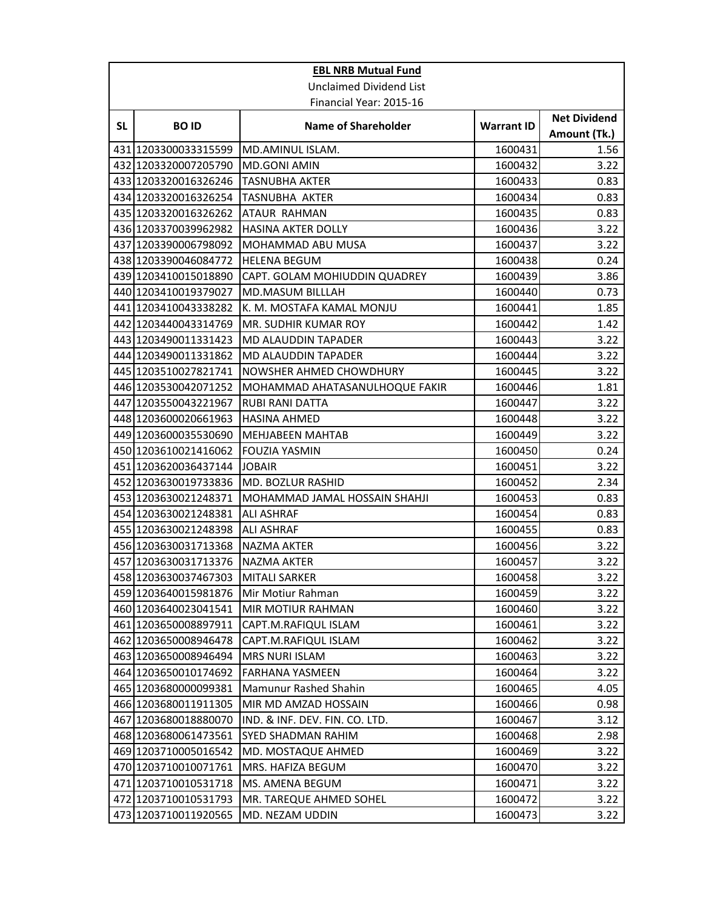| EBL NRB Mutual Fund | | | | |
|---|---|---|---|---|
| Unclaimed Dividend List | | | | |
| Financial Year: 2015-16 | | | | |
| SL | BO ID | Name of Shareholder | Warrant ID | Net Dividend Amount (Tk.) |
| 431 | 1203300033315599 | MD.AMINUL ISLAM. | 1600431 | 1.56 |
| 432 | 1203320007205790 | MD.GONI AMIN | 1600432 | 3.22 |
| 433 | 1203320016326246 | TASNUBHA AKTER | 1600433 | 0.83 |
| 434 | 1203320016326254 | TASNUBHA AKTER | 1600434 | 0.83 |
| 435 | 1203320016326262 | ATAUR RAHMAN | 1600435 | 0.83 |
| 436 | 1203370039962982 | HASINA AKTER DOLLY | 1600436 | 3.22 |
| 437 | 1203390006798092 | MOHAMMAD ABU MUSA | 1600437 | 3.22 |
| 438 | 1203390046084772 | HELENA BEGUM | 1600438 | 0.24 |
| 439 | 1203410015018890 | CAPT. GOLAM MOHIUDDIN QUADREY | 1600439 | 3.86 |
| 440 | 1203410019379027 | MD.MASUM BILLLAH | 1600440 | 0.73 |
| 441 | 1203410043338282 | K. M. MOSTAFA KAMAL MONJU | 1600441 | 1.85 |
| 442 | 1203440043314769 | MR. SUDHIR KUMAR ROY | 1600442 | 1.42 |
| 443 | 1203490011331423 | MD ALAUDDIN TAPADER | 1600443 | 3.22 |
| 444 | 1203490011331862 | MD ALAUDDIN TAPADER | 1600444 | 3.22 |
| 445 | 1203510027821741 | NOWSHER AHMED CHOWDHURY | 1600445 | 3.22 |
| 446 | 1203530042071252 | MOHAMMAD AHATASANULHOQUE FAKIR | 1600446 | 1.81 |
| 447 | 1203550043221967 | RUBI RANI DATTA | 1600447 | 3.22 |
| 448 | 1203600020661963 | HASINA AHMED | 1600448 | 3.22 |
| 449 | 1203600035530690 | MEHJABEEN MAHTAB | 1600449 | 3.22 |
| 450 | 1203610021416062 | FOUZIA YASMIN | 1600450 | 0.24 |
| 451 | 1203620036437144 | JOBAIR | 1600451 | 3.22 |
| 452 | 1203630019733836 | MD. BOZLUR RASHID | 1600452 | 2.34 |
| 453 | 1203630021248371 | MOHAMMAD JAMAL HOSSAIN SHAHJI | 1600453 | 0.83 |
| 454 | 1203630021248381 | ALI ASHRAF | 1600454 | 0.83 |
| 455 | 1203630021248398 | ALI ASHRAF | 1600455 | 0.83 |
| 456 | 1203630031713368 | NAZMA AKTER | 1600456 | 3.22 |
| 457 | 1203630031713376 | NAZMA AKTER | 1600457 | 3.22 |
| 458 | 1203630037467303 | MITALI SARKER | 1600458 | 3.22 |
| 459 | 1203640015981876 | Mir Motiur Rahman | 1600459 | 3.22 |
| 460 | 1203640023041541 | MIR MOTIUR RAHMAN | 1600460 | 3.22 |
| 461 | 1203650008897911 | CAPT.M.RAFIQUL ISLAM | 1600461 | 3.22 |
| 462 | 1203650008946478 | CAPT.M.RAFIQUL ISLAM | 1600462 | 3.22 |
| 463 | 1203650008946494 | MRS NURI ISLAM | 1600463 | 3.22 |
| 464 | 1203650010174692 | FARHANA YASMEEN | 1600464 | 3.22 |
| 465 | 1203680000099381 | Mamunur Rashed Shahin | 1600465 | 4.05 |
| 466 | 1203680011911305 | MIR MD AMZAD HOSSAIN | 1600466 | 0.98 |
| 467 | 1203680018880070 | IND. & INF. DEV. FIN. CO. LTD. | 1600467 | 3.12 |
| 468 | 1203680061473561 | SYED SHADMAN RAHIM | 1600468 | 2.98 |
| 469 | 1203710005016542 | MD. MOSTAQUE AHMED | 1600469 | 3.22 |
| 470 | 1203710010071761 | MRS. HAFIZA BEGUM | 1600470 | 3.22 |
| 471 | 1203710010531718 | MS. AMENA BEGUM | 1600471 | 3.22 |
| 472 | 1203710010531793 | MR. TAREQUE AHMED SOHEL | 1600472 | 3.22 |
| 473 | 1203710011920565 | MD. NEZAM UDDIN | 1600473 | 3.22 |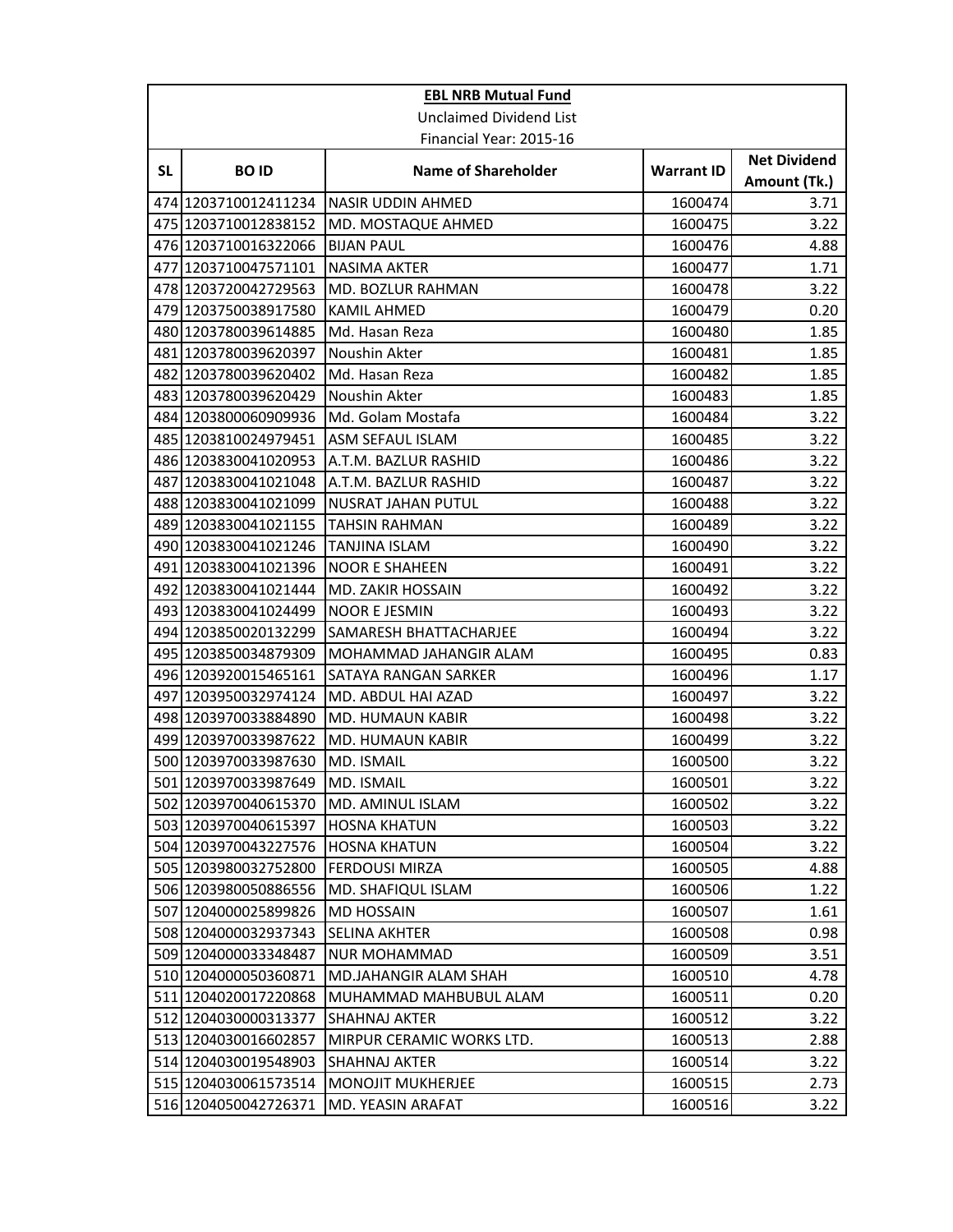**EBL NRB Mutual Fund**

Unclaimed Dividend List

Financial Year: 2015-16

| SL | BO ID | Name of Shareholder | Warrant ID | Net Dividend Amount (Tk.) |
|---|---|---|---|---|
| 474 | 1203710012411234 | NASIR UDDIN AHMED | 1600474 | 3.71 |
| 475 | 1203710012838152 | MD. MOSTAQUE AHMED | 1600475 | 3.22 |
| 476 | 1203710016322066 | BIJAN PAUL | 1600476 | 4.88 |
| 477 | 1203710047571101 | NASIMA AKTER | 1600477 | 1.71 |
| 478 | 1203720042729563 | MD. BOZLUR RAHMAN | 1600478 | 3.22 |
| 479 | 1203750038917580 | KAMIL AHMED | 1600479 | 0.20 |
| 480 | 1203780039614885 | Md. Hasan Reza | 1600480 | 1.85 |
| 481 | 1203780039620397 | Noushin Akter | 1600481 | 1.85 |
| 482 | 1203780039620402 | Md. Hasan Reza | 1600482 | 1.85 |
| 483 | 1203780039620429 | Noushin Akter | 1600483 | 1.85 |
| 484 | 1203800060909936 | Md. Golam Mostafa | 1600484 | 3.22 |
| 485 | 1203810024979451 | ASM SEFAUL ISLAM | 1600485 | 3.22 |
| 486 | 1203830041020953 | A.T.M. BAZLUR RASHID | 1600486 | 3.22 |
| 487 | 1203830041021048 | A.T.M. BAZLUR RASHID | 1600487 | 3.22 |
| 488 | 1203830041021099 | NUSRAT JAHAN PUTUL | 1600488 | 3.22 |
| 489 | 1203830041021155 | TAHSIN RAHMAN | 1600489 | 3.22 |
| 490 | 1203830041021246 | TANJINA ISLAM | 1600490 | 3.22 |
| 491 | 1203830041021396 | NOOR E SHAHEEN | 1600491 | 3.22 |
| 492 | 1203830041021444 | MD. ZAKIR HOSSAIN | 1600492 | 3.22 |
| 493 | 1203830041024499 | NOOR E JESMIN | 1600493 | 3.22 |
| 494 | 1203850020132299 | SAMARESH BHATTACHARJEE | 1600494 | 3.22 |
| 495 | 1203850034879309 | MOHAMMAD JAHANGIR ALAM | 1600495 | 0.83 |
| 496 | 1203920015465161 | SATAYA RANGAN SARKER | 1600496 | 1.17 |
| 497 | 1203950032974124 | MD. ABDUL HAI AZAD | 1600497 | 3.22 |
| 498 | 1203970033884890 | MD. HUMAUN KABIR | 1600498 | 3.22 |
| 499 | 1203970033987622 | MD. HUMAUN KABIR | 1600499 | 3.22 |
| 500 | 1203970033987630 | MD. ISMAIL | 1600500 | 3.22 |
| 501 | 1203970033987649 | MD. ISMAIL | 1600501 | 3.22 |
| 502 | 1203970040615370 | MD. AMINUL ISLAM | 1600502 | 3.22 |
| 503 | 1203970040615397 | HOSNA KHATUN | 1600503 | 3.22 |
| 504 | 1203970043227576 | HOSNA KHATUN | 1600504 | 3.22 |
| 505 | 1203980032752800 | FERDOUSI MIRZA | 1600505 | 4.88 |
| 506 | 1203980050886556 | MD. SHAFIQUL ISLAM | 1600506 | 1.22 |
| 507 | 1204000025899826 | MD HOSSAIN | 1600507 | 1.61 |
| 508 | 1204000032937343 | SELINA AKHTER | 1600508 | 0.98 |
| 509 | 1204000033348487 | NUR MOHAMMAD | 1600509 | 3.51 |
| 510 | 1204000050360871 | MD.JAHANGIR ALAM SHAH | 1600510 | 4.78 |
| 511 | 1204020017220868 | MUHAMMAD MAHBUBUL ALAM | 1600511 | 0.20 |
| 512 | 1204030000313377 | SHAHNAJ AKTER | 1600512 | 3.22 |
| 513 | 1204030016602857 | MIRPUR CERAMIC WORKS LTD. | 1600513 | 2.88 |
| 514 | 1204030019548903 | SHAHNAJ AKTER | 1600514 | 3.22 |
| 515 | 1204030061573514 | MONOJIT MUKHERJEE | 1600515 | 2.73 |
| 516 | 1204050042726371 | MD. YEASIN ARAFAT | 1600516 | 3.22 |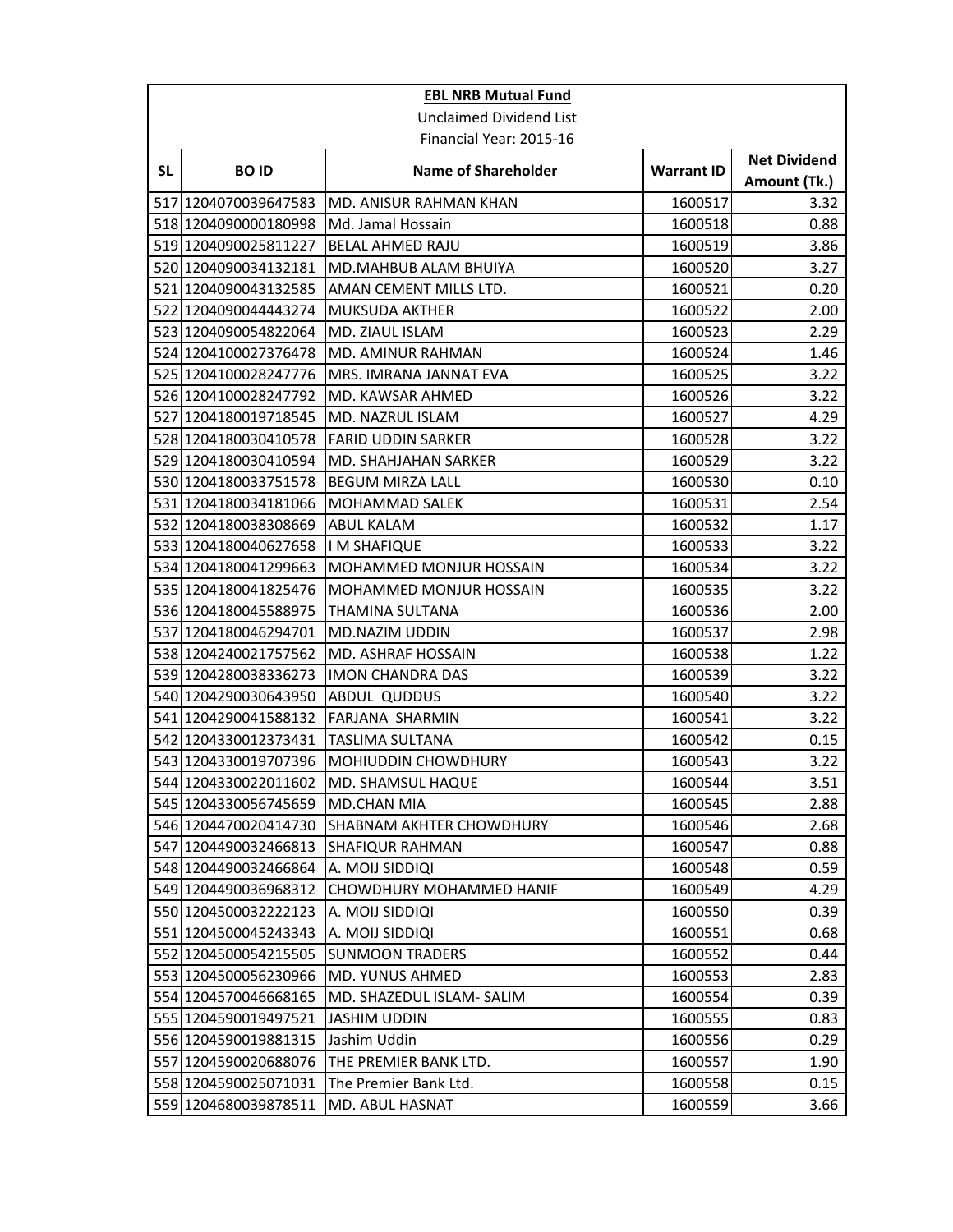**EBL NRB Mutual Fund**

Unclaimed Dividend List

Financial Year: 2015-16

| SL | BO ID | Name of Shareholder | Warrant ID | Net Dividend Amount (Tk.) |
|---|---|---|---|---|
| 517 | 1204070039647583 | MD. ANISUR RAHMAN KHAN | 1600517 | 3.32 |
| 518 | 1204090000180998 | Md. Jamal Hossain | 1600518 | 0.88 |
| 519 | 1204090025811227 | BELAL AHMED RAJU | 1600519 | 3.86 |
| 520 | 1204090034132181 | MD.MAHBUB ALAM BHUIYA | 1600520 | 3.27 |
| 521 | 1204090043132585 | AMAN CEMENT MILLS LTD. | 1600521 | 0.20 |
| 522 | 1204090044443274 | MUKSUDA AKTHER | 1600522 | 2.00 |
| 523 | 1204090054822064 | MD. ZIAUL ISLAM | 1600523 | 2.29 |
| 524 | 1204100027376478 | MD. AMINUR RAHMAN | 1600524 | 1.46 |
| 525 | 1204100028247776 | MRS. IMRANA JANNAT EVA | 1600525 | 3.22 |
| 526 | 1204100028247792 | MD. KAWSAR AHMED | 1600526 | 3.22 |
| 527 | 1204180019718545 | MD. NAZRUL ISLAM | 1600527 | 4.29 |
| 528 | 1204180030410578 | FARID UDDIN SARKER | 1600528 | 3.22 |
| 529 | 1204180030410594 | MD. SHAHJAHAN SARKER | 1600529 | 3.22 |
| 530 | 1204180033751578 | BEGUM MIRZA LALL | 1600530 | 0.10 |
| 531 | 1204180034181066 | MOHAMMAD SALEK | 1600531 | 2.54 |
| 532 | 1204180038308669 | ABUL KALAM | 1600532 | 1.17 |
| 533 | 1204180040627658 | I M SHAFIQUE | 1600533 | 3.22 |
| 534 | 1204180041299663 | MOHAMMED MONJUR HOSSAIN | 1600534 | 3.22 |
| 535 | 1204180041825476 | MOHAMMED MONJUR HOSSAIN | 1600535 | 3.22 |
| 536 | 1204180045588975 | THAMINA SULTANA | 1600536 | 2.00 |
| 537 | 1204180046294701 | MD.NAZIM UDDIN | 1600537 | 2.98 |
| 538 | 1204240021757562 | MD. ASHRAF HOSSAIN | 1600538 | 1.22 |
| 539 | 1204280038336273 | IMON CHANDRA DAS | 1600539 | 3.22 |
| 540 | 1204290030643950 | ABDUL QUDDUS | 1600540 | 3.22 |
| 541 | 1204290041588132 | FARJANA SHARMIN | 1600541 | 3.22 |
| 542 | 1204330012373431 | TASLIMA SULTANA | 1600542 | 0.15 |
| 543 | 1204330019707396 | MOHIUDDIN CHOWDHURY | 1600543 | 3.22 |
| 544 | 1204330022011602 | MD. SHAMSUL HAQUE | 1600544 | 3.51 |
| 545 | 1204330056745659 | MD.CHAN MIA | 1600545 | 2.88 |
| 546 | 1204470020414730 | SHABNAM AKHTER CHOWDHURY | 1600546 | 2.68 |
| 547 | 1204490032466813 | SHAFIQUR RAHMAN | 1600547 | 0.88 |
| 548 | 1204490032466864 | A. MOIJ SIDDIQI | 1600548 | 0.59 |
| 549 | 1204490036968312 | CHOWDHURY MOHAMMED HANIF | 1600549 | 4.29 |
| 550 | 1204500032222123 | A. MOIJ SIDDIQI | 1600550 | 0.39 |
| 551 | 1204500045243343 | A. MOIJ SIDDIQI | 1600551 | 0.68 |
| 552 | 1204500054215505 | SUNMOON TRADERS | 1600552 | 0.44 |
| 553 | 1204500056230966 | MD. YUNUS AHMED | 1600553 | 2.83 |
| 554 | 1204570046668165 | MD. SHAZEDUL ISLAM- SALIM | 1600554 | 0.39 |
| 555 | 1204590019497521 | JASHIM UDDIN | 1600555 | 0.83 |
| 556 | 1204590019881315 | Jashim Uddin | 1600556 | 0.29 |
| 557 | 1204590020688076 | THE PREMIER BANK LTD. | 1600557 | 1.90 |
| 558 | 1204590025071031 | The Premier Bank Ltd. | 1600558 | 0.15 |
| 559 | 1204680039878511 | MD. ABUL HASNAT | 1600559 | 3.66 |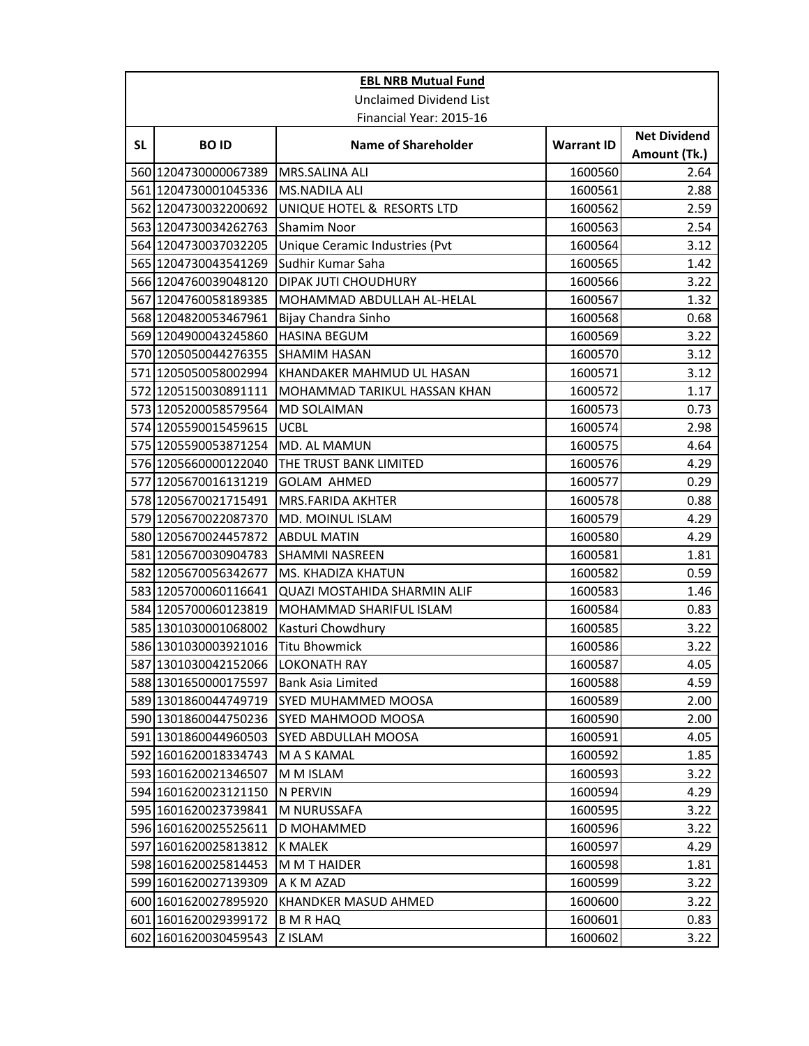| EBL NRB Mutual Fund | | | | |
|---|---|---|---|---|
| Unclaimed Dividend List | | | | |
| Financial Year: 2015-16 | | | | |
| **SL** | **BO ID** | **Name of Shareholder** | **Warrant ID** | **Net Dividend Amount (Tk.)** |
| 560 | 1204730000067389 | MRS.SALINA ALI | 1600560 | 2.64 |
| 561 | 1204730001045336 | MS.NADILA ALI | 1600561 | 2.88 |
| 562 | 1204730032200692 | UNIQUE HOTEL & RESORTS LTD | 1600562 | 2.59 |
| 563 | 1204730034262763 | Shamim Noor | 1600563 | 2.54 |
| 564 | 1204730037032205 | Unique Ceramic Industries (Pvt | 1600564 | 3.12 |
| 565 | 1204730043541269 | Sudhir Kumar Saha | 1600565 | 1.42 |
| 566 | 1204760039048120 | DIPAK JUTI CHOUDHURY | 1600566 | 3.22 |
| 567 | 1204760058189385 | MOHAMMAD ABDULLAH AL-HELAL | 1600567 | 1.32 |
| 568 | 1204820053467961 | Bijay Chandra Sinho | 1600568 | 0.68 |
| 569 | 1204900043245860 | HASINA BEGUM | 1600569 | 3.22 |
| 570 | 1205050044276355 | SHAMIM HASAN | 1600570 | 3.12 |
| 571 | 1205050058002994 | KHANDAKER MAHMUD UL HASAN | 1600571 | 3.12 |
| 572 | 1205150030891111 | MOHAMMAD TARIKUL HASSAN KHAN | 1600572 | 1.17 |
| 573 | 1205200058579564 | MD SOLAIMAN | 1600573 | 0.73 |
| 574 | 1205590015459615 | UCBL | 1600574 | 2.98 |
| 575 | 1205590053871254 | MD. AL MAMUN | 1600575 | 4.64 |
| 576 | 1205660000122040 | THE TRUST BANK LIMITED | 1600576 | 4.29 |
| 577 | 1205670016131219 | GOLAM AHMED | 1600577 | 0.29 |
| 578 | 1205670021715491 | MRS.FARIDA AKHTER | 1600578 | 0.88 |
| 579 | 1205670022087370 | MD. MOINUL ISLAM | 1600579 | 4.29 |
| 580 | 1205670024457872 | ABDUL MATIN | 1600580 | 4.29 |
| 581 | 1205670030904783 | SHAMMI NASREEN | 1600581 | 1.81 |
| 582 | 1205670056342677 | MS. KHADIZA KHATUN | 1600582 | 0.59 |
| 583 | 1205700060116641 | QUAZI MOSTAHIDA SHARMIN ALIF | 1600583 | 1.46 |
| 584 | 1205700060123819 | MOHAMMAD SHARIFUL ISLAM | 1600584 | 0.83 |
| 585 | 1301030001068002 | Kasturi Chowdhury | 1600585 | 3.22 |
| 586 | 1301030003921016 | Titu Bhowmick | 1600586 | 3.22 |
| 587 | 1301030042152066 | LOKONATH RAY | 1600587 | 4.05 |
| 588 | 1301650000175597 | Bank Asia Limited | 1600588 | 4.59 |
| 589 | 1301860044749719 | SYED MUHAMMED MOOSA | 1600589 | 2.00 |
| 590 | 1301860044750236 | SYED MAHMOOD MOOSA | 1600590 | 2.00 |
| 591 | 1301860044960503 | SYED ABDULLAH MOOSA | 1600591 | 4.05 |
| 592 | 1601620018334743 | M A S KAMAL | 1600592 | 1.85 |
| 593 | 1601620021346507 | M M ISLAM | 1600593 | 3.22 |
| 594 | 1601620023121150 | N PERVIN | 1600594 | 4.29 |
| 595 | 1601620023739841 | M NURUSSAFA | 1600595 | 3.22 |
| 596 | 1601620025525611 | D MOHAMMED | 1600596 | 3.22 |
| 597 | 1601620025813812 | K MALEK | 1600597 | 4.29 |
| 598 | 1601620025814453 | M M T HAIDER | 1600598 | 1.81 |
| 599 | 1601620027139309 | A K M AZAD | 1600599 | 3.22 |
| 600 | 1601620027895920 | KHANDKER MASUD AHMED | 1600600 | 3.22 |
| 601 | 1601620029399172 | B M R HAQ | 1600601 | 0.83 |
| 602 | 1601620030459543 | Z ISLAM | 1600602 | 3.22 |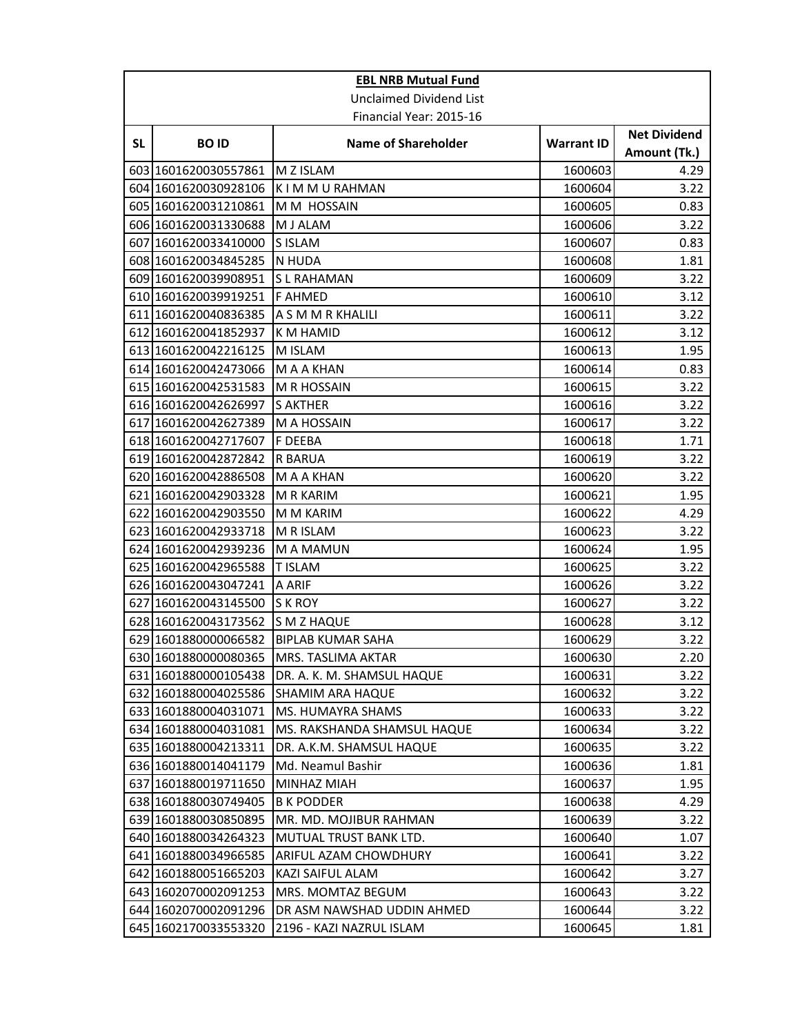**EBL NRB Mutual Fund**

Unclaimed Dividend List

Financial Year: 2015-16

| SL | BO ID | Name of Shareholder | Warrant ID | Net Dividend Amount (Tk.) |
|---|---|---|---|---|
| 603 | 1601620030557861 | M Z ISLAM | 1600603 | 4.29 |
| 604 | 1601620030928106 | K I M M U RAHMAN | 1600604 | 3.22 |
| 605 | 1601620031210861 | M M HOSSAIN | 1600605 | 0.83 |
| 606 | 1601620031330688 | M J ALAM | 1600606 | 3.22 |
| 607 | 1601620033410000 | S ISLAM | 1600607 | 0.83 |
| 608 | 1601620034845285 | N HUDA | 1600608 | 1.81 |
| 609 | 1601620039908951 | S L RAHAMAN | 1600609 | 3.22 |
| 610 | 1601620039919251 | F AHMED | 1600610 | 3.12 |
| 611 | 1601620040836385 | A S M M R KHALILI | 1600611 | 3.22 |
| 612 | 1601620041852937 | K M HAMID | 1600612 | 3.12 |
| 613 | 1601620042216125 | M ISLAM | 1600613 | 1.95 |
| 614 | 1601620042473066 | M A A KHAN | 1600614 | 0.83 |
| 615 | 1601620042531583 | M R HOSSAIN | 1600615 | 3.22 |
| 616 | 1601620042626997 | S AKTHER | 1600616 | 3.22 |
| 617 | 1601620042627389 | M A HOSSAIN | 1600617 | 3.22 |
| 618 | 1601620042717607 | F DEEBA | 1600618 | 1.71 |
| 619 | 1601620042872842 | R BARUA | 1600619 | 3.22 |
| 620 | 1601620042886508 | M A A KHAN | 1600620 | 3.22 |
| 621 | 1601620042903328 | M R KARIM | 1600621 | 1.95 |
| 622 | 1601620042903550 | M M KARIM | 1600622 | 4.29 |
| 623 | 1601620042933718 | M R ISLAM | 1600623 | 3.22 |
| 624 | 1601620042939236 | M A MAMUN | 1600624 | 1.95 |
| 625 | 1601620042965588 | T ISLAM | 1600625 | 3.22 |
| 626 | 1601620043047241 | A ARIF | 1600626 | 3.22 |
| 627 | 1601620043145500 | S K ROY | 1600627 | 3.22 |
| 628 | 1601620043173562 | S M Z HAQUE | 1600628 | 3.12 |
| 629 | 1601880000066582 | BIPLAB KUMAR SAHA | 1600629 | 3.22 |
| 630 | 1601880000080365 | MRS. TASLIMA AKTAR | 1600630 | 2.20 |
| 631 | 1601880000105438 | DR. A. K. M. SHAMSUL HAQUE | 1600631 | 3.22 |
| 632 | 1601880004025586 | SHAMIM ARA HAQUE | 1600632 | 3.22 |
| 633 | 1601880004031071 | MS. HUMAYRA SHAMS | 1600633 | 3.22 |
| 634 | 1601880004031081 | MS. RAKSHANDA SHAMSUL HAQUE | 1600634 | 3.22 |
| 635 | 1601880004213311 | DR. A.K.M. SHAMSUL HAQUE | 1600635 | 3.22 |
| 636 | 1601880014041179 | Md. Neamul Bashir | 1600636 | 1.81 |
| 637 | 1601880019711650 | MINHAZ MIAH | 1600637 | 1.95 |
| 638 | 1601880030749405 | B K PODDER | 1600638 | 4.29 |
| 639 | 1601880030850895 | MR. MD. MOJIBUR RAHMAN | 1600639 | 3.22 |
| 640 | 1601880034264323 | MUTUAL TRUST BANK LTD. | 1600640 | 1.07 |
| 641 | 1601880034966585 | ARIFUL AZAM CHOWDHURY | 1600641 | 3.22 |
| 642 | 1601880051665203 | KAZI SAIFUL ALAM | 1600642 | 3.27 |
| 643 | 1602070002091253 | MRS. MOMTAZ BEGUM | 1600643 | 3.22 |
| 644 | 1602070002091296 | DR ASM NAWSHAD UDDIN AHMED | 1600644 | 3.22 |
| 645 | 1602170033553320 | 2196 - KAZI NAZRUL ISLAM | 1600645 | 1.81 |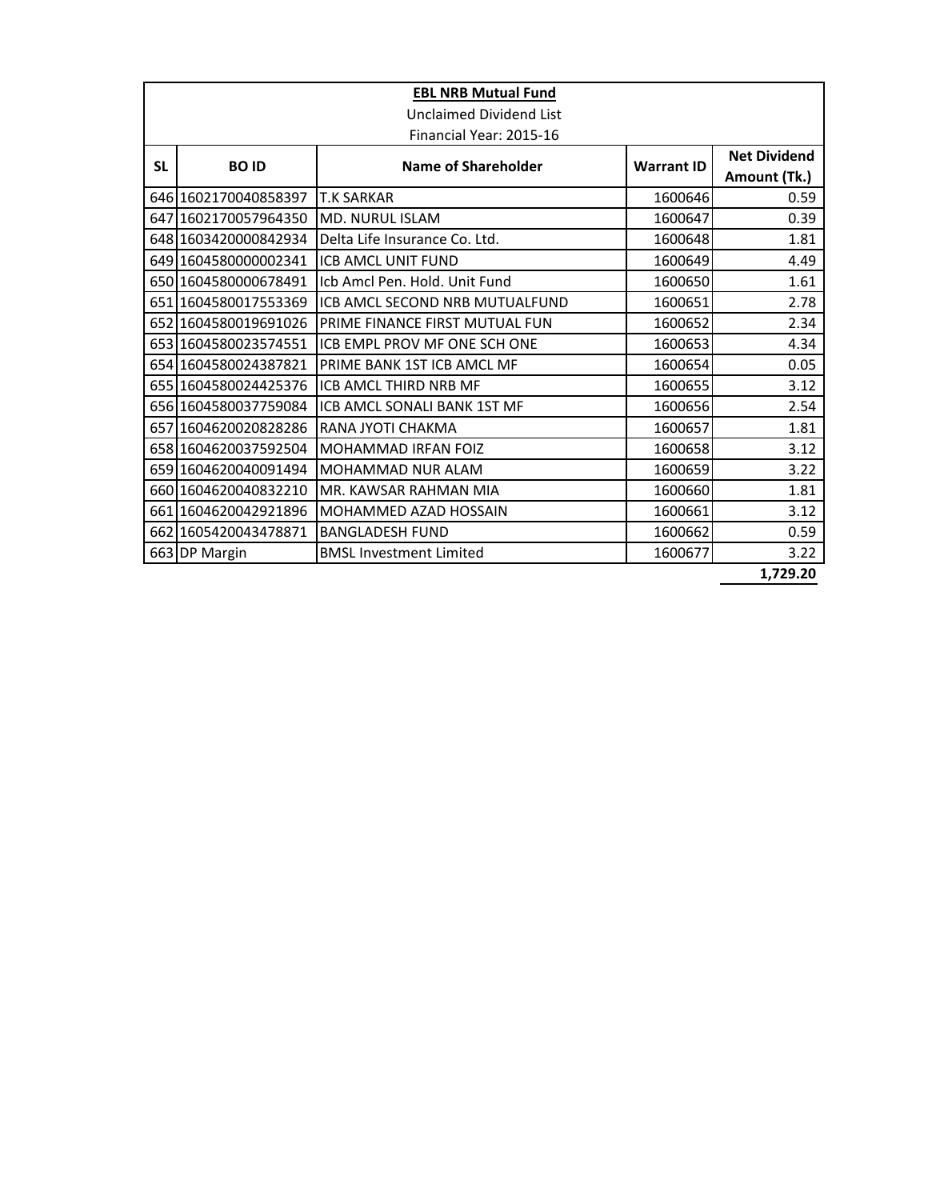**EBL NRB Mutual Fund**

Unclaimed Dividend List

Financial Year: 2015-16

| SL | BO ID | Name of Shareholder | Warrant ID | Net Dividend Amount (Tk.) |
|---|---|---|---|---|
| 646 | 1602170040858397 | T.K SARKAR | 1600646 | 0.59 |
| 647 | 1602170057964350 | MD. NURUL ISLAM | 1600647 | 0.39 |
| 648 | 1603420000842934 | Delta Life Insurance Co. Ltd. | 1600648 | 1.81 |
| 649 | 1604580000002341 | ICB AMCL UNIT FUND | 1600649 | 4.49 |
| 650 | 1604580000678491 | Icb Amcl Pen. Hold. Unit Fund | 1600650 | 1.61 |
| 651 | 1604580017553369 | ICB AMCL SECOND NRB MUTUALFUND | 1600651 | 2.78 |
| 652 | 1604580019691026 | PRIME FINANCE FIRST MUTUAL FUN | 1600652 | 2.34 |
| 653 | 1604580023574551 | ICB EMPL PROV MF ONE SCH ONE | 1600653 | 4.34 |
| 654 | 1604580024387821 | PRIME BANK 1ST ICB AMCL MF | 1600654 | 0.05 |
| 655 | 1604580024425376 | ICB AMCL THIRD NRB MF | 1600655 | 3.12 |
| 656 | 1604580037759084 | ICB AMCL SONALI BANK 1ST MF | 1600656 | 2.54 |
| 657 | 1604620020828286 | RANA JYOTI CHAKMA | 1600657 | 1.81 |
| 658 | 1604620037592504 | MOHAMMAD IRFAN FOIZ | 1600658 | 3.12 |
| 659 | 1604620040091494 | MOHAMMAD NUR ALAM | 1600659 | 3.22 |
| 660 | 1604620040832210 | MR. KAWSAR RAHMAN MIA | 1600660 | 1.81 |
| 661 | 1604620042921896 | MOHAMMED AZAD HOSSAIN | 1600661 | 3.12 |
| 662 | 1605420043478871 | BANGLADESH FUND | 1600662 | 0.59 |
| 663 | DP Margin | BMSL Investment Limited | 1600677 | 3.22 |
| | | | | **1,729.20** |